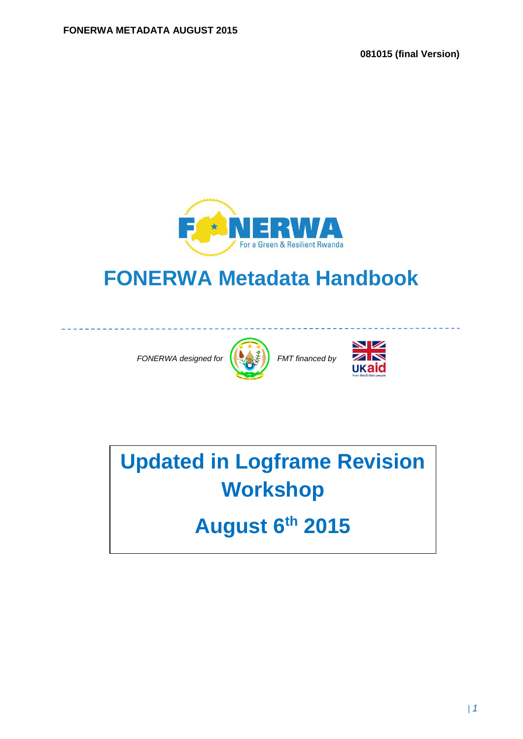FONERWA METADATA AUGUST 2015

**081015 (final Version)**

FONERWA For a Green & Resilient Rwanda

# FONERWA Metadata Handbook

*FONERWA designed for* *FMT financed by*

## Updated in Logframe Revision Workshop

## August 6th 2015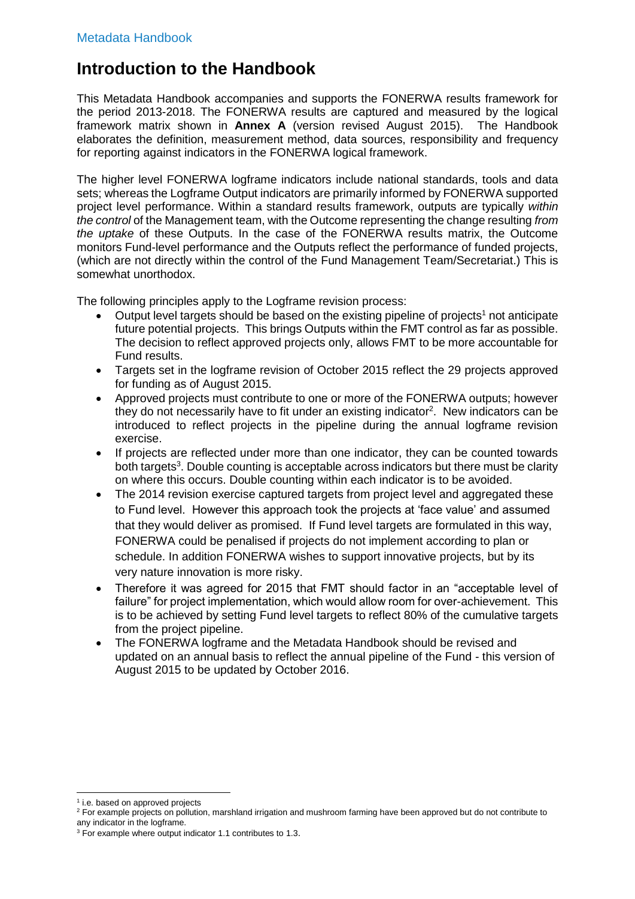# Introduction to the Handbook

This Metadata Handbook accompanies and supports the FONERWA results framework for the period 2013-2018. The FONERWA results are captured and measured by the logical framework matrix shown in **Annex A** (version revised August 2015). The Handbook elaborates the definition, measurement method, data sources, responsibility and frequency for reporting against indicators in the FONERWA logical framework.

The higher level FONERWA logframe indicators include national standards, tools and data sets; whereas the Logframe Output indicators are primarily informed by FONERWA supported project level performance. Within a standard results framework, outputs are typically *within the control* of the Management team, with the Outcome representing the change resulting *from the uptake* of these Outputs. In the case of the FONERWA results matrix, the Outcome monitors Fund-level performance and the Outputs reflect the performance of funded projects, (which are not directly within the control of the Fund Management Team/Secretariat.) This is somewhat unorthodox.

The following principles apply to the Logframe revision process:

- Output level targets should be based on the existing pipeline of projects[1] not anticipate future potential projects. This brings Outputs within the FMT control as far as possible. The decision to reflect approved projects only, allows FMT to be more accountable for Fund results.
- Targets set in the logframe revision of October 2015 reflect the 29 projects approved for funding as of August 2015.
- Approved projects must contribute to one or more of the FONERWA outputs; however they do not necessarily have to fit under an existing indicator[2]. New indicators can be introduced to reflect projects in the pipeline during the annual logframe revision exercise.
- If projects are reflected under more than one indicator, they can be counted towards both targets[3]. Double counting is acceptable across indicators but there must be clarity on where this occurs. Double counting within each indicator is to be avoided.
- The 2014 revision exercise captured targets from project level and aggregated these to Fund level. However this approach took the projects at 'face value' and assumed that they would deliver as promised. If Fund level targets are formulated in this way, FONERWA could be penalised if projects do not implement according to plan or schedule. In addition FONERWA wishes to support innovative projects, but by its very nature innovation is more risky.
- Therefore it was agreed for 2015 that FMT should factor in an "acceptable level of failure" for project implementation, which would allow room for over-achievement. This is to be achieved by setting Fund level targets to reflect 80% of the cumulative targets from the project pipeline.
- The FONERWA logframe and the Metadata Handbook should be revised and updated on an annual basis to reflect the annual pipeline of the Fund - this version of August 2015 to be updated by October 2016.

---

[1] i.e. based on approved projects

[2] For example projects on pollution, marshland irrigation and mushroom farming have been approved but do not contribute to any indicator in the logframe.

[3] For example where output indicator 1.1 contributes to 1.3.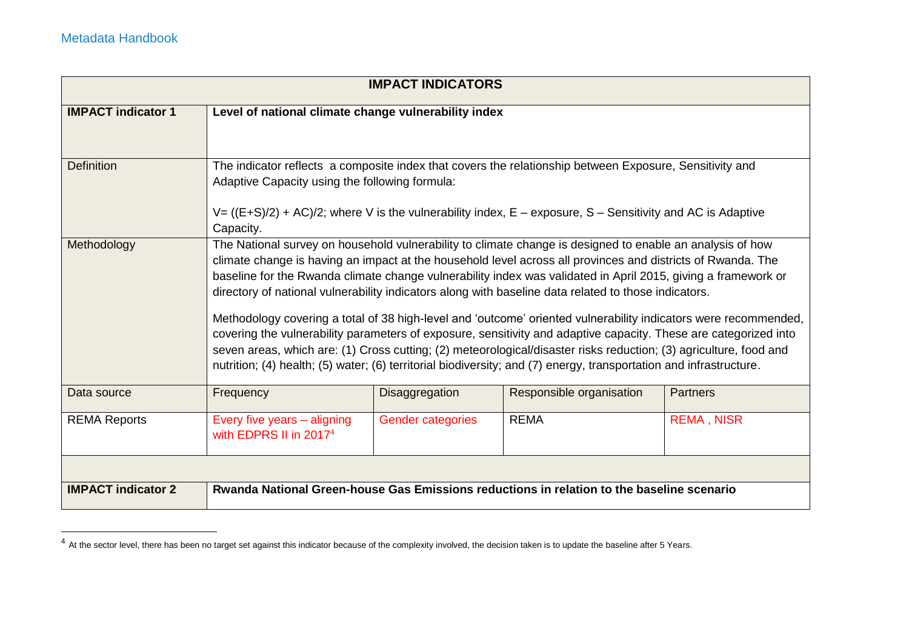| IMPACT INDICATORS | | | | |
|---|---|---|---|---|
| **IMPACT indicator 1** | **Level of national climate change vulnerability index** | | | |
| Definition | The indicator reflects a composite index that covers the relationship between Exposure, Sensitivity and Adaptive Capacity using the following formula:<br><br>V= ((E+S)/2) + AC)/2; where V is the vulnerability index, E – exposure, S – Sensitivity and AC is Adaptive Capacity. | | | |
| Methodology | The National survey on household vulnerability to climate change is designed to enable an analysis of how climate change is having an impact at the household level across all provinces and districts of Rwanda. The baseline for the Rwanda climate change vulnerability index was validated in April 2015, giving a framework or directory of national vulnerability indicators along with baseline data related to those indicators.<br><br>Methodology covering a total of 38 high-level and 'outcome' oriented vulnerability indicators were recommended, covering the vulnerability parameters of exposure, sensitivity and adaptive capacity. These are categorized into seven areas, which are: (1) Cross cutting; (2) meteorological/disaster risks reduction; (3) agriculture, food and nutrition; (4) health; (5) water; (6) territorial biodiversity; and (7) energy, transportation and infrastructure. | | | |
| Data source | Frequency | Disaggregation | Responsible organisation | Partners |
| REMA Reports | Every five years – aligning with EDPRS II in 2017[4] | Gender categories | REMA | REMA , NISR |
| | | | | |
| **IMPACT indicator 2** | **Rwanda National Green-house Gas Emissions reductions in relation to the baseline scenario** | | | |

[4] At the sector level, there has been no target set against this indicator because of the complexity involved, the decision taken is to update the baseline after 5 Years.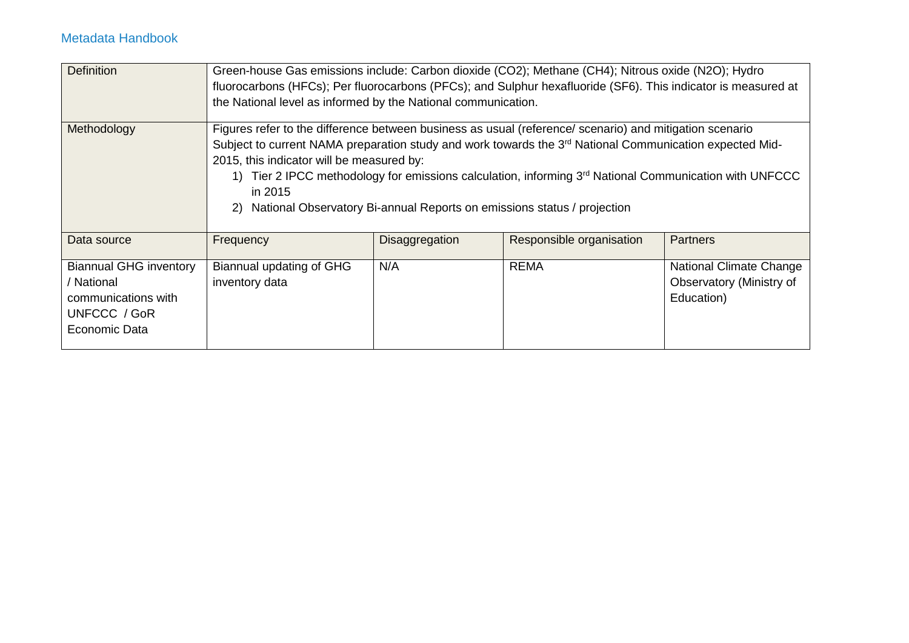| Definition | Green-house Gas emissions include: Carbon dioxide ($CO_2$); Methane ($CH_4$); Nitrous oxide ($N_2O$); Hydro fluorocarbons (HFCs); Per fluorocarbons (PFCs); and Sulphur hexafluoride ($SF_6$). This indicator is measured at the National level as informed by the National communication. | | | |
|---|---|---|---|---|
| Methodology | Figures refer to the difference between business as usual (reference/ scenario) and mitigation scenario<br>Subject to current NAMA preparation study and work towards the 3rd National Communication expected Mid-2015, this indicator will be measured by:<br>1) Tier 2 IPCC methodology for emissions calculation, informing 3rd National Communication with UNFCCC in 2015<br>2) National Observatory Bi-annual Reports on emissions status / projection | | | |
| Data source | Frequency | Disaggregation | Responsible organisation | Partners |
| Biannual GHG inventory / National communications with UNFCCC / GoR Economic Data | Biannual updating of GHG inventory data | N/A | REMA | National Climate Change Observatory (Ministry of Education) |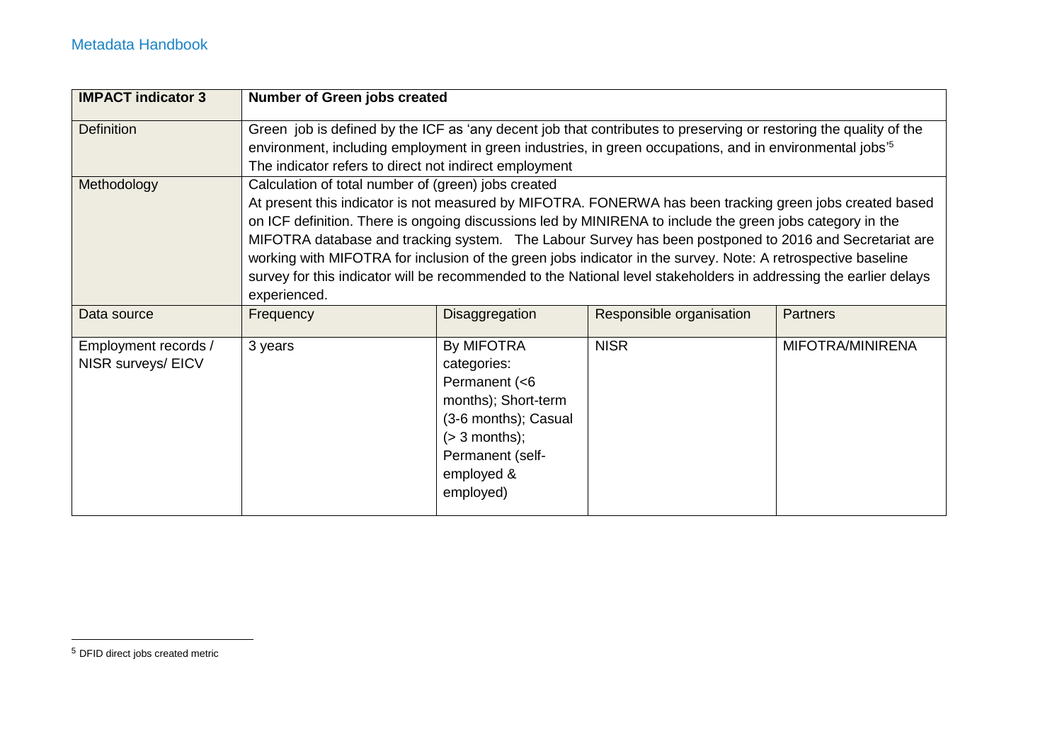| IMPACT indicator 3 | Number of Green jobs created | | | |
|---|---|---|---|---|
| Definition | Green job is defined by the ICF as 'any decent job that contributes to preserving or restoring the quality of the environment, including employment in green industries, in green occupations, and in environmental jobs'[5] The indicator refers to direct not indirect employment | | | |
| Methodology | Calculation of total number of (green) jobs created At present this indicator is not measured by MIFOTRA. FONERWA has been tracking green jobs created based on ICF definition. There is ongoing discussions led by MINIRENA to include the green jobs category in the MIFOTRA database and tracking system. The Labour Survey has been postponed to 2016 and Secretariat are working with MIFOTRA for inclusion of the green jobs indicator in the survey. Note: A retrospective baseline survey for this indicator will be recommended to the National level stakeholders in addressing the earlier delays experienced. | | | |
| Data source | Frequency | Disaggregation | Responsible organisation | Partners |
| Employment records / NISR surveys/ EICV | 3 years | By MIFOTRA categories: Permanent (<6 months); Short-term (3-6 months); Casual (> 3 months); Permanent (self-employed & employed) | NISR | MIFOTRA/MINIRENA |

[5] DFID direct jobs created metric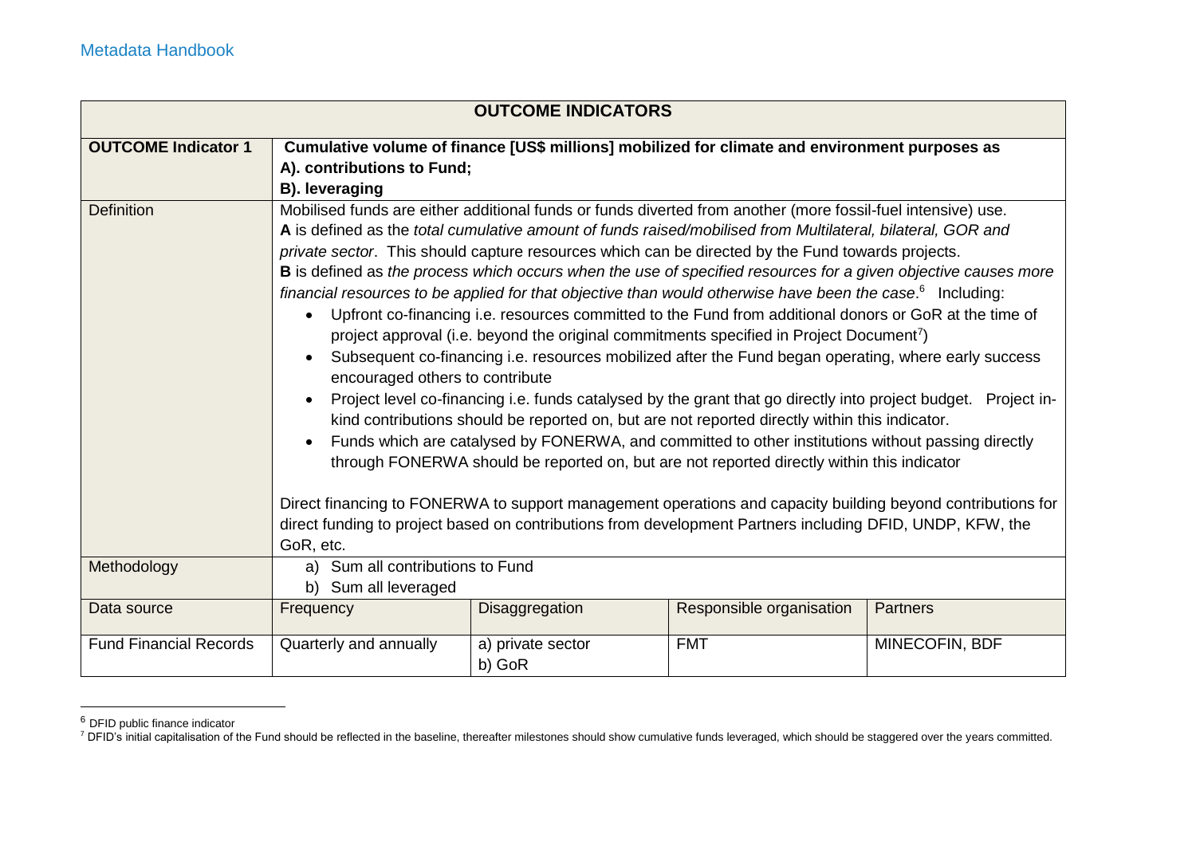| OUTCOME INDICATORS | | | | |
|---|---|---|---|---|
| **OUTCOME Indicator 1** | **Cumulative volume of finance [US$ millions] mobilized for climate and environment purposes as**<br>**A). contributions to Fund;**<br>**B). leveraging** | | | |
| Definition | Mobilised funds are either additional funds or funds diverted from another (more fossil-fuel intensive) use.<br>**A** is defined as the *total cumulative amount of funds raised/mobilised from Multilateral, bilateral, GOR and private sector*. This should capture resources which can be directed by the Fund towards projects.<br>**B** is defined as *the process which occurs when the use of specified resources for a given objective causes more financial resources to be applied for that objective than would otherwise have been the case*.[6] Including:<br>• Upfront co-financing i.e. resources committed to the Fund from additional donors or GoR at the time of project approval (i.e. beyond the original commitments specified in Project Document[7])<br>• Subsequent co-financing i.e. resources mobilized after the Fund began operating, where early success encouraged others to contribute<br>• Project level co-financing i.e. funds catalysed by the grant that go directly into project budget. Project in-kind contributions should be reported on, but are not reported directly within this indicator.<br>• Funds which are catalysed by FONERWA, and committed to other institutions without passing directly through FONERWA should be reported on, but are not reported directly within this indicator<br><br>Direct financing to FONERWA to support management operations and capacity building beyond contributions for direct funding to project based on contributions from development Partners including DFID, UNDP, KFW, the GoR, etc. | | | |
| Methodology | a) Sum all contributions to Fund<br>b) Sum all leveraged | | | |
| Data source | Frequency | Disaggregation | Responsible organisation | Partners |
| Fund Financial Records | Quarterly and annually | a) private sector<br>b) GoR | FMT | MINECOFIN, BDF |

[6] DFID public finance indicator

[7] DFID's initial capitalisation of the Fund should be reflected in the baseline, thereafter milestones should show cumulative funds leveraged, which should be staggered over the years committed.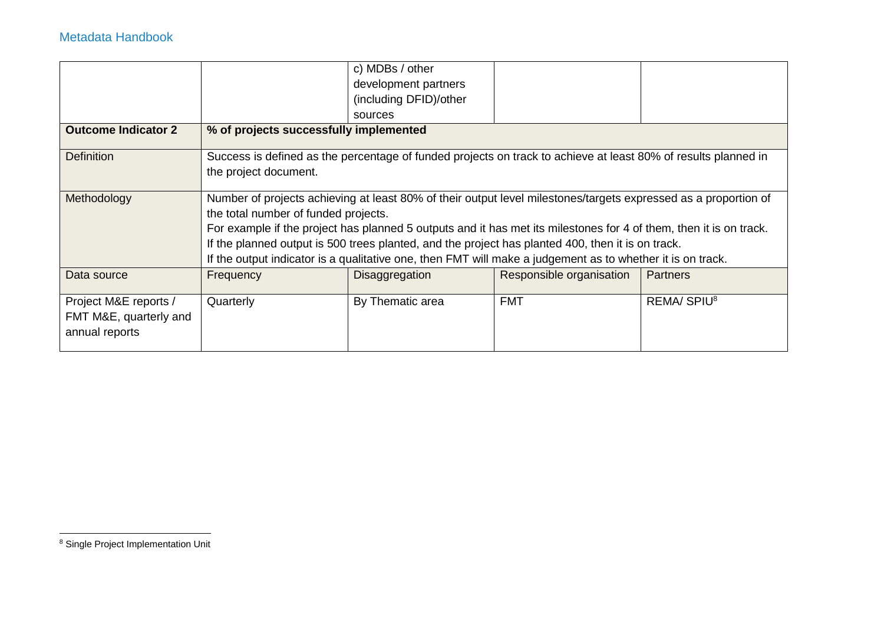|  |  | c) MDBs / other development partners (including DFID)/other sources |  |  |
|---|---|---|---|---|
| **Outcome Indicator 2** | **% of projects successfully implemented** | | | |
| Definition | Success is defined as the percentage of funded projects on track to achieve at least 80% of results planned in the project document. | | | |
| Methodology | Number of projects achieving at least 80% of their output level milestones/targets expressed as a proportion of the total number of funded projects. For example if the project has planned 5 outputs and it has met its milestones for 4 of them, then it is on track. If the planned output is 500 trees planted, and the project has planted 400, then it is on track. If the output indicator is a qualitative one, then FMT will make a judgement as to whether it is on track. | | | |
| Data source | Frequency | Disaggregation | Responsible organisation | Partners |
| Project M&E reports / FMT M&E, quarterly and annual reports | Quarterly | By Thematic area | FMT | REMA/ SPIU[8] |

[8] Single Project Implementation Unit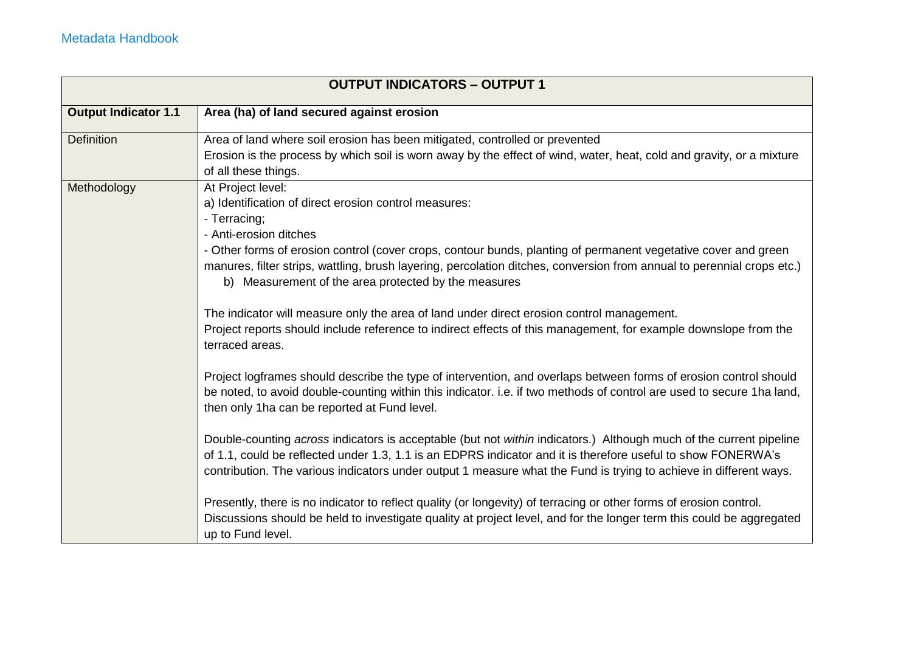| OUTPUT INDICATORS – OUTPUT 1 | |
|---|---|
| **Output Indicator 1.1** | **Area (ha) of land secured against erosion** |
| Definition | Area of land where soil erosion has been mitigated, controlled or prevented<br>Erosion is the process by which soil is worn away by the effect of wind, water, heat, cold and gravity, or a mixture of all these things. |
| Methodology | At Project level:<br>a) Identification of direct erosion control measures:<br>- Terracing;<br>- Anti-erosion ditches<br>- Other forms of erosion control (cover crops, contour bunds, planting of permanent vegetative cover and green manures, filter strips, wattling, brush layering, percolation ditches, conversion from annual to perennial crops etc.)<br>b) Measurement of the area protected by the measures<br><br>The indicator will measure only the area of land under direct erosion control management.<br>Project reports should include reference to indirect effects of this management, for example downslope from the terraced areas.<br><br>Project logframes should describe the type of intervention, and overlaps between forms of erosion control should be noted, to avoid double-counting within this indicator. i.e. if two methods of control are used to secure 1ha land, then only 1ha can be reported at Fund level.<br><br>Double-counting *across* indicators is acceptable (but not *within* indicators.) Although much of the current pipeline of 1.1, could be reflected under 1.3, 1.1 is an EDPRS indicator and it is therefore useful to show FONERWA's contribution. The various indicators under output 1 measure what the Fund is trying to achieve in different ways.<br><br>Presently, there is no indicator to reflect quality (or longevity) of terracing or other forms of erosion control. Discussions should be held to investigate quality at project level, and for the longer term this could be aggregated up to Fund level. |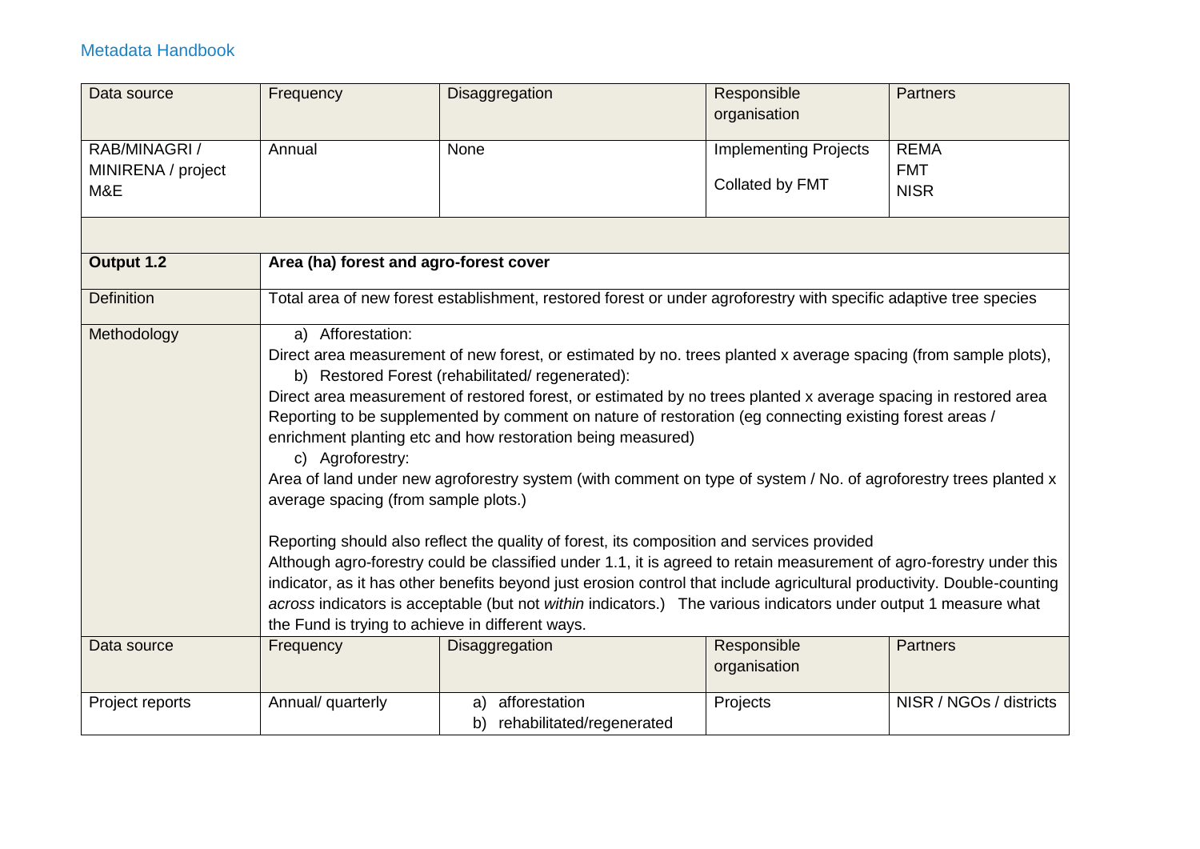| Data source | Frequency | Disaggregation | Responsible organisation | Partners |
|---|---|---|---|---|
| RAB/MINAGRI / MINIRENA / project M&E | Annual | None | Implementing Projects<br><br>Collated by FMT | REMA<br>FMT<br>NISR |

| **Output 1.2** | **Area (ha) forest and agro-forest cover** | | | |
|---|---|---|---|---|
| Definition | Total area of new forest establishment, restored forest or under agroforestry with specific adaptive tree species | | | |
| Methodology | a) Afforestation:<br>Direct area measurement of new forest, or estimated by no. trees planted x average spacing (from sample plots),<br>b) Restored Forest (rehabilitated/ regenerated):<br>Direct area measurement of restored forest, or estimated by no trees planted x average spacing in restored area Reporting to be supplemented by comment on nature of restoration (eg connecting existing forest areas / enrichment planting etc and how restoration being measured)<br>c) Agroforestry:<br>Area of land under new agroforestry system (with comment on type of system / No. of agroforestry trees planted x average spacing (from sample plots.)<br><br>Reporting should also reflect the quality of forest, its composition and services provided<br>Although agro-forestry could be classified under 1.1, it is agreed to retain measurement of agro-forestry under this indicator, as it has other benefits beyond just erosion control that include agricultural productivity. Double-counting *across* indicators is acceptable (but not *within* indicators.) The various indicators under output 1 measure what the Fund is trying to achieve in different ways. | | | |
| Data source | Frequency | Disaggregation | Responsible organisation | Partners |
| Project reports | Annual/ quarterly | a) afforestation<br>b) rehabilitated/regenerated | Projects | NISR / NGOs / districts |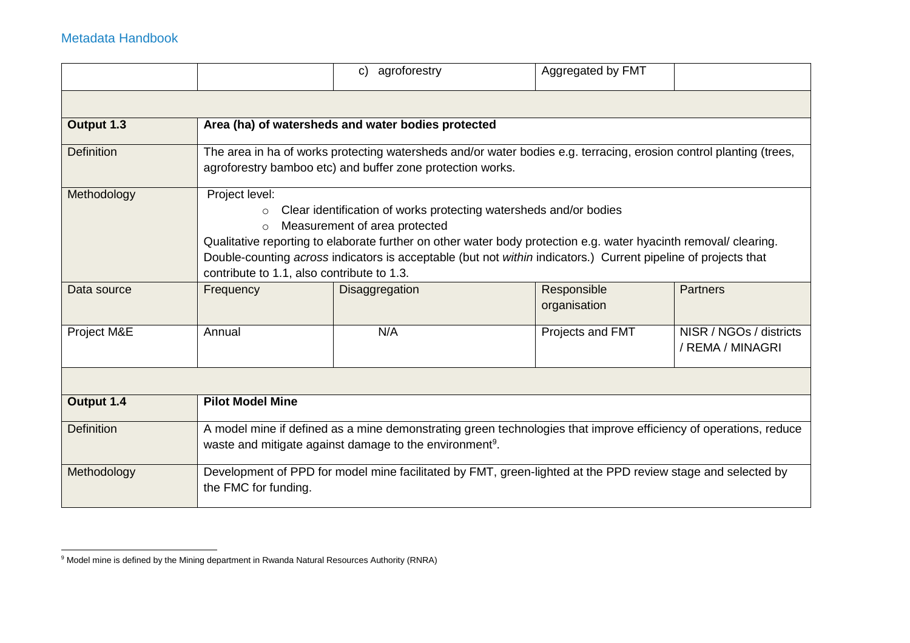|  |  | c) agroforestry | Aggregated by FMT |  |
|---|---|---|---|---|
|  |  |  |  |  |
| **Output 1.3** | **Area (ha) of watersheds and water bodies protected** |  |  |  |
| Definition | The area in ha of works protecting watersheds and/or water bodies e.g. terracing, erosion control planting (trees, agroforestry bamboo etc) and buffer zone protection works. |  |  |  |
| Methodology | Project level:<br>◦ Clear identification of works protecting watersheds and/or bodies<br>◦ Measurement of area protected<br>Qualitative reporting to elaborate further on other water body protection e.g. water hyacinth removal/ clearing. Double-counting *across* indicators is acceptable (but not *within* indicators.) Current pipeline of projects that contribute to 1.1, also contribute to 1.3. |  |  |  |
| Data source | Frequency | Disaggregation | Responsible organisation | Partners |
| Project M&E | Annual | N/A | Projects and FMT | NISR / NGOs / districts / REMA / MINAGRI |
|  |  |  |  |  |
| **Output 1.4** | **Pilot Model Mine** |  |  |  |
| Definition | A model mine if defined as a mine demonstrating green technologies that improve efficiency of operations, reduce waste and mitigate against damage to the environment[9]. |  |  |  |
| Methodology | Development of PPD for model mine facilitated by FMT, green-lighted at the PPD review stage and selected by the FMC for funding. |  |  |  |

[9] Model mine is defined by the Mining department in Rwanda Natural Resources Authority (RNRA)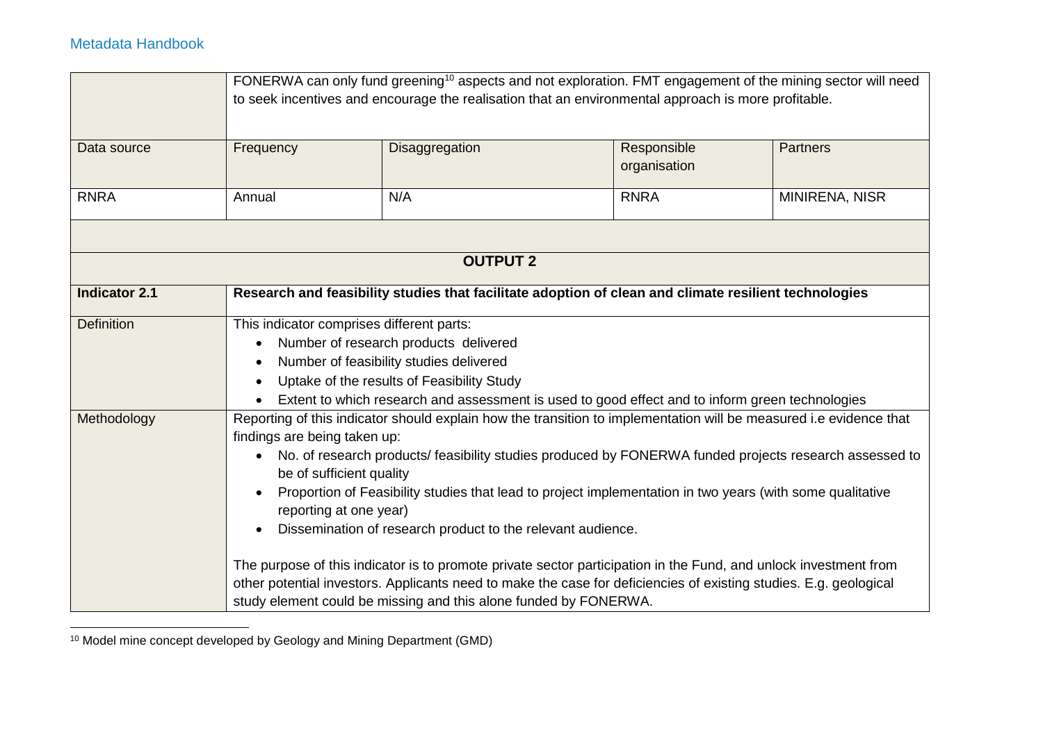| | | | | |
|---|---|---|---|---|
| | FONERWA can only fund greening[10] aspects and not exploration. FMT engagement of the mining sector will need to seek incentives and encourage the realisation that an environmental approach is more profitable. | | | |
| Data source | Frequency | Disaggregation | Responsible organisation | Partners |
| RNRA | Annual | N/A | RNRA | MINIRENA, NISR |

| | |
|---|---|
| **OUTPUT 2** | |
| **Indicator 2.1** | **Research and feasibility studies that facilitate adoption of clean and climate resilient technologies** |
| Definition | This indicator comprises different parts:<br>• Number of research products delivered<br>• Number of feasibility studies delivered<br>• Uptake of the results of Feasibility Study<br>• Extent to which research and assessment is used to good effect and to inform green technologies |
| Methodology | Reporting of this indicator should explain how the transition to implementation will be measured i.e evidence that findings are being taken up:<br>• No. of research products/ feasibility studies produced by FONERWA funded projects research assessed to be of sufficient quality<br>• Proportion of Feasibility studies that lead to project implementation in two years (with some qualitative reporting at one year)<br>• Dissemination of research product to the relevant audience.<br><br>The purpose of this indicator is to promote private sector participation in the Fund, and unlock investment from other potential investors. Applicants need to make the case for deficiencies of existing studies. E.g. geological study element could be missing and this alone funded by FONERWA. |

[10] Model mine concept developed by Geology and Mining Department (GMD)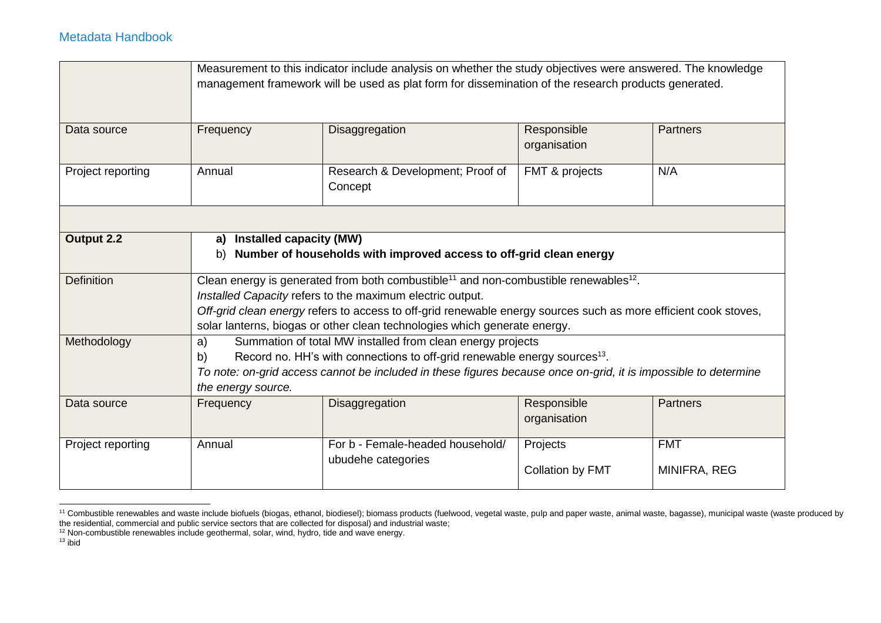| | | | | |
|---|---|---|---|---|
| | Measurement to this indicator include analysis on whether the study objectives were answered. The knowledge management framework will be used as plat form for dissemination of the research products generated. | | | |
| Data source | Frequency | Disaggregation | Responsible organisation | Partners |
| Project reporting | Annual | Research & Development; Proof of Concept | FMT & projects | N/A |
| | | | | |
| **Output 2.2** | **a) Installed capacity (MW)**<br>b) **Number of households with improved access to off-grid clean energy** | | | |
| Definition | Clean energy is generated from both combustible[11] and non-combustible renewables[12].<br>*Installed Capacity* refers to the maximum electric output.<br>*Off-grid clean energy* refers to access to off-grid renewable energy sources such as more efficient cook stoves, solar lanterns, biogas or other clean technologies which generate energy. | | | |
| Methodology | a) Summation of total MW installed from clean energy projects<br>b) Record no. HH's with connections to off-grid renewable energy sources[13].<br>*To note: on-grid access cannot be included in these figures because once on-grid, it is impossible to determine the energy source.* | | | |
| Data source | Frequency | Disaggregation | Responsible organisation | Partners |
| Project reporting | Annual | For b - Female-headed household/ ubudehe categories | Projects<br>Collation by FMT | FMT<br>MINIFRA, REG |

[11] Combustible renewables and waste include biofuels (biogas, ethanol, biodiesel); biomass products (fuelwood, vegetal waste, pulp and paper waste, animal waste, bagasse), municipal waste (waste produced by the residential, commercial and public service sectors that are collected for disposal) and industrial waste;

[12] Non-combustible renewables include geothermal, solar, wind, hydro, tide and wave energy.

[13] ibid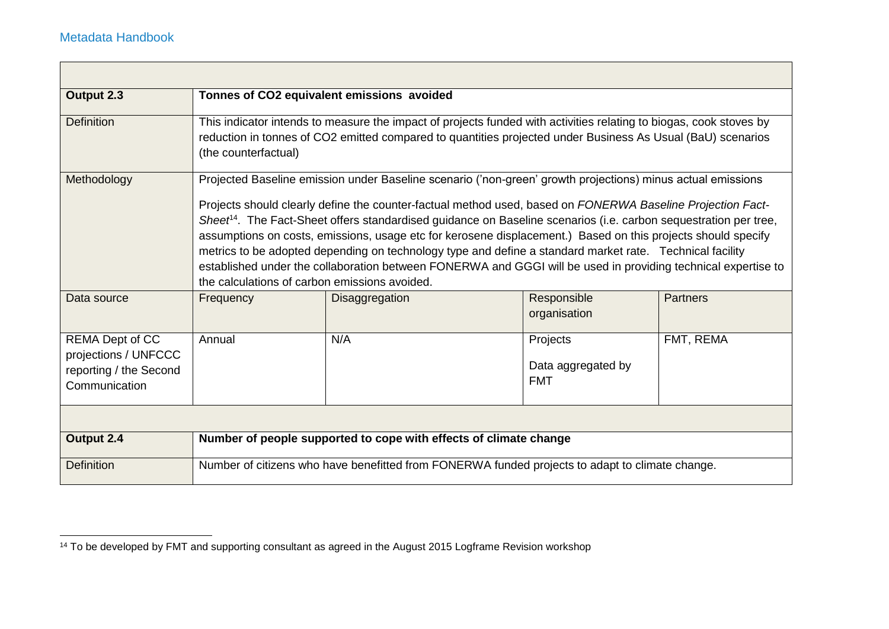| Output 2.3 | Tonnes of CO2 equivalent emissions avoided | | | |
|---|---|---|---|---|
| Definition | This indicator intends to measure the impact of projects funded with activities relating to biogas, cook stoves by reduction in tonnes of CO2 emitted compared to quantities projected under Business As Usual (BaU) scenarios (the counterfactual) | | | |
| Methodology | Projected Baseline emission under Baseline scenario ('non-green' growth projections) minus actual emissions<br><br>Projects should clearly define the counter-factual method used, based on *FONERWA Baseline Projection Fact-Sheet*[14]. The Fact-Sheet offers standardised guidance on Baseline scenarios (i.e. carbon sequestration per tree, assumptions on costs, emissions, usage etc for kerosene displacement.) Based on this projects should specify metrics to be adopted depending on technology type and define a standard market rate. Technical facility established under the collaboration between FONERWA and GGGI will be used in providing technical expertise to the calculations of carbon emissions avoided. | | | |
| Data source | Frequency | Disaggregation | Responsible organisation | Partners |
| REMA Dept of CC projections / UNFCCC reporting / the Second Communication | Annual | N/A | Projects<br><br>Data aggregated by FMT | FMT, REMA |

| Output 2.4 | Number of people supported to cope with effects of climate change |
|---|---|
| Definition | Number of citizens who have benefitted from FONERWA funded projects to adapt to climate change. |

[14] To be developed by FMT and supporting consultant as agreed in the August 2015 Logframe Revision workshop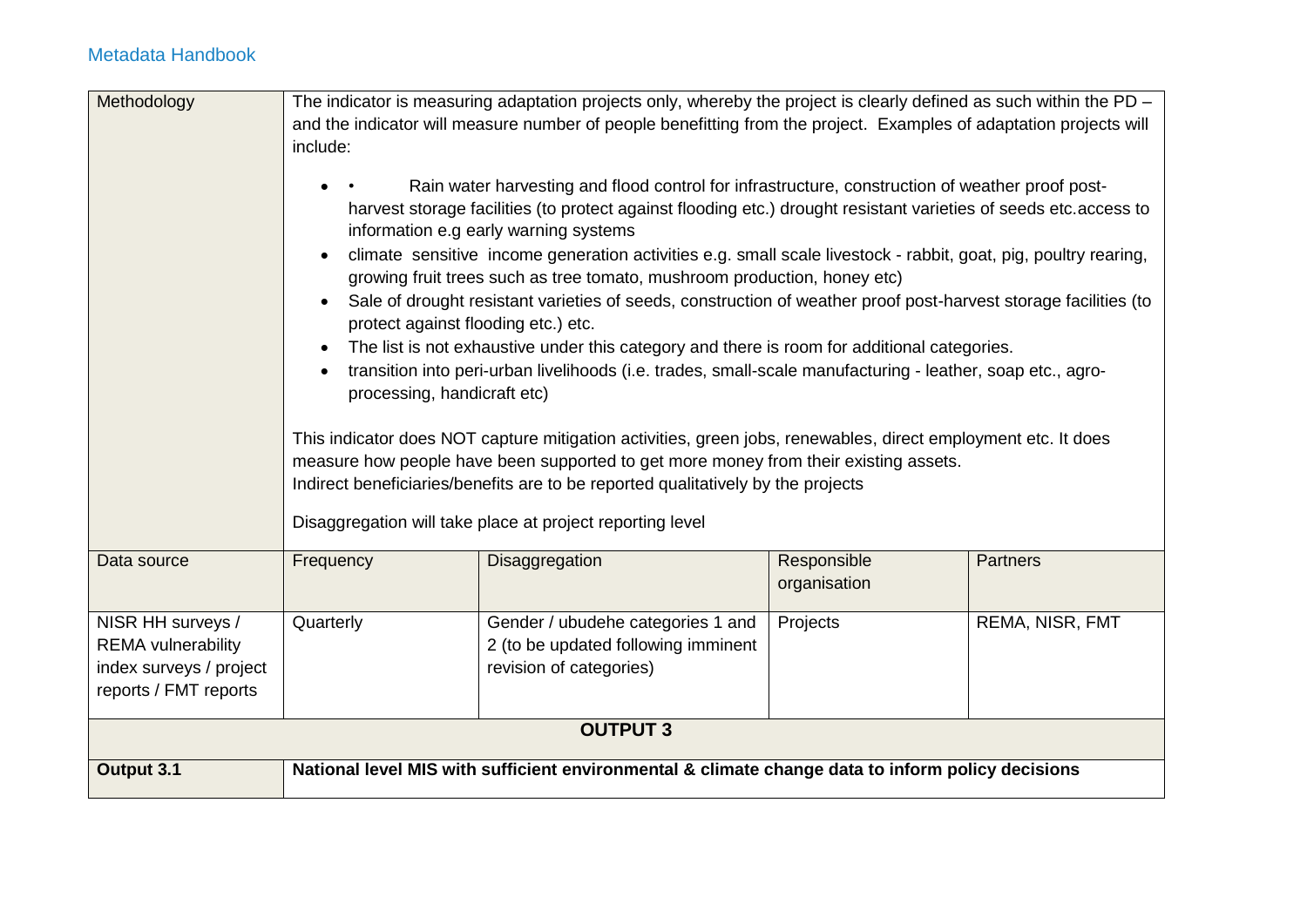| Methodology | The indicator is measuring adaptation projects only, whereby the project is clearly defined as such within the PD – and the indicator will measure number of people benefitting from the project. Examples of adaptation projects will include:<br><br>• • Rain water harvesting and flood control for infrastructure, construction of weather proof post-harvest storage facilities (to protect against flooding etc.) drought resistant varieties of seeds etc.access to information e.g early warning systems<br>• climate sensitive income generation activities e.g. small scale livestock - rabbit, goat, pig, poultry rearing, growing fruit trees such as tree tomato, mushroom production, honey etc)<br>• Sale of drought resistant varieties of seeds, construction of weather proof post-harvest storage facilities (to protect against flooding etc.) etc.<br>• The list is not exhaustive under this category and there is room for additional categories.<br>• transition into peri-urban livelihoods (i.e. trades, small-scale manufacturing - leather, soap etc., agro-processing, handicraft etc)<br><br>This indicator does NOT capture mitigation activities, green jobs, renewables, direct employment etc. It does measure how people have been supported to get more money from their existing assets.<br>Indirect beneficiaries/benefits are to be reported qualitatively by the projects<br><br>Disaggregation will take place at project reporting level | | | |
|---|---|---|---|---|
| Data source | Frequency | Disaggregation | Responsible organisation | Partners |
| NISR HH surveys / REMA vulnerability index surveys / project reports / FMT reports | Quarterly | Gender / ubudehe categories 1 and 2 (to be updated following imminent revision of categories) | Projects | REMA, NISR, FMT |
| **OUTPUT 3** | | | | |
| **Output 3.1** | **National level MIS with sufficient environmental & climate change data to inform policy decisions** | | | |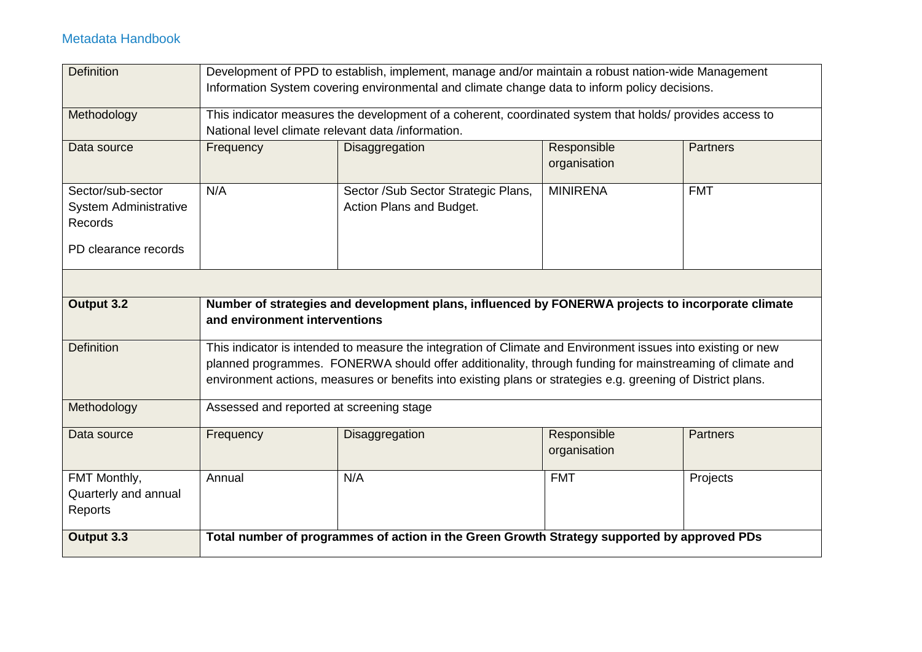| Definition | Development of PPD to establish, implement, manage and/or maintain a robust nation-wide Management Information System covering environmental and climate change data to inform policy decisions. | | | |
|---|---|---|---|---|
| Methodology | This indicator measures the development of a coherent, coordinated system that holds/ provides access to National level climate relevant data /information. | | | |
| Data source | Frequency | Disaggregation | Responsible organisation | Partners |
| Sector/sub-sector System Administrative Records<br><br>PD clearance records | N/A | Sector /Sub Sector Strategic Plans, Action Plans and Budget. | MINIRENA | FMT |
| | | | | |
| **Output 3.2** | **Number of strategies and development plans, influenced by FONERWA projects to incorporate climate and environment interventions** | | | |
| Definition | This indicator is intended to measure the integration of Climate and Environment issues into existing or new planned programmes. FONERWA should offer additionality, through funding for mainstreaming of climate and environment actions, measures or benefits into existing plans or strategies e.g. greening of District plans. | | | |
| Methodology | Assessed and reported at screening stage | | | |
| Data source | Frequency | Disaggregation | Responsible organisation | Partners |
| FMT Monthly, Quarterly and annual Reports | Annual | N/A | FMT | Projects |
| **Output 3.3** | **Total number of programmes of action in the Green Growth Strategy supported by approved PDs** | | | |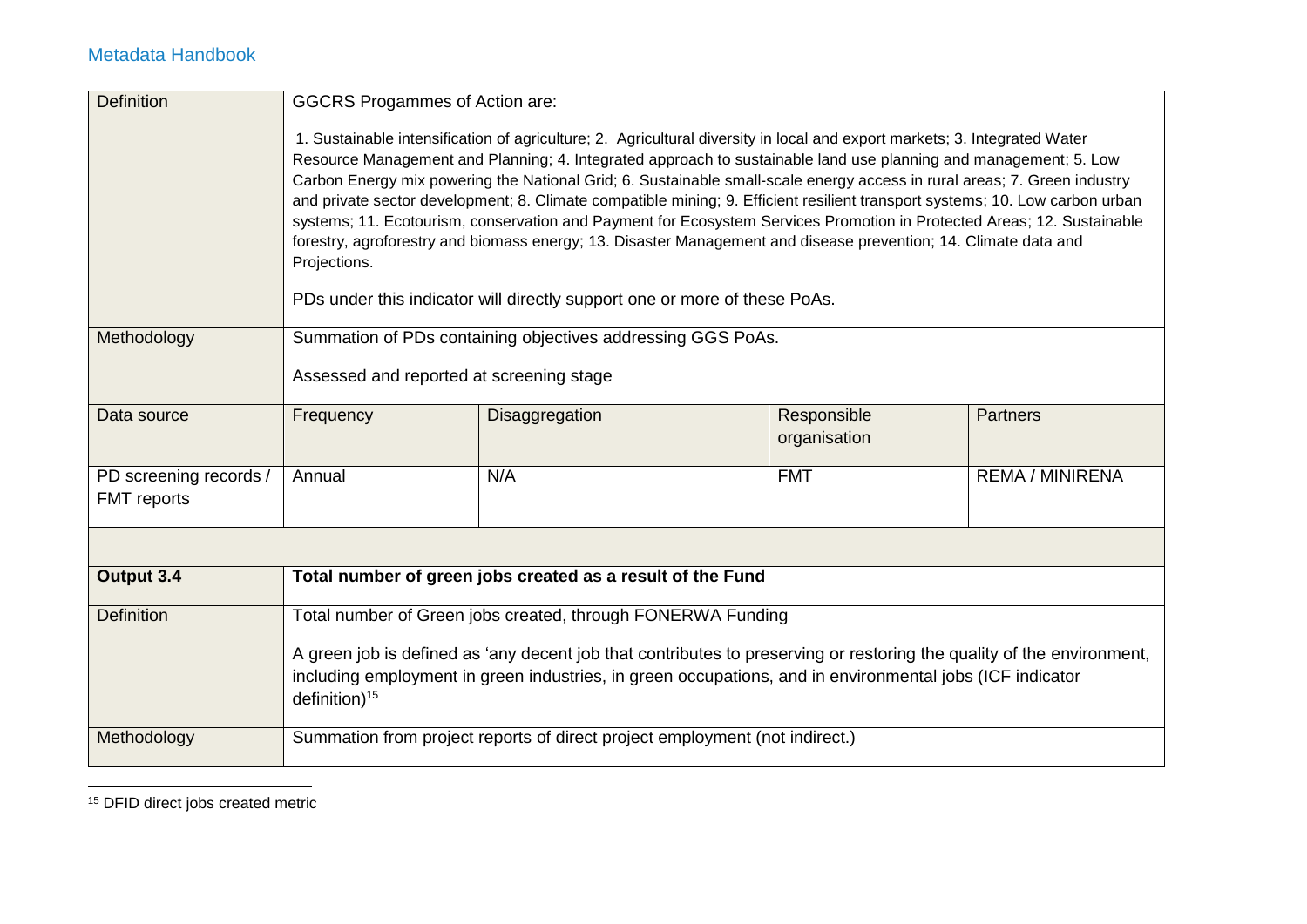| Definition | GGCRS Progammes of Action are:<br><br>1. Sustainable intensification of agriculture; 2. Agricultural diversity in local and export markets; 3. Integrated Water Resource Management and Planning; 4. Integrated approach to sustainable land use planning and management; 5. Low Carbon Energy mix powering the National Grid; 6. Sustainable small-scale energy access in rural areas; 7. Green industry and private sector development; 8. Climate compatible mining; 9. Efficient resilient transport systems; 10. Low carbon urban systems; 11. Ecotourism, conservation and Payment for Ecosystem Services Promotion in Protected Areas; 12. Sustainable forestry, agroforestry and biomass energy; 13. Disaster Management and disease prevention; 14. Climate data and Projections.<br><br>PDs under this indicator will directly support one or more of these PoAs. | | | |
|---|---|---|---|---|
| Methodology | Summation of PDs containing objectives addressing GGS PoAs.<br><br>Assessed and reported at screening stage | | | |
| Data source | Frequency | Disaggregation | Responsible organisation | Partners |
| PD screening records / FMT reports | Annual | N/A | FMT | REMA / MINIRENA |
| | | | | |
| **Output 3.4** | **Total number of green jobs created as a result of the Fund** | | | |
| Definition | Total number of Green jobs created, through FONERWA Funding<br><br>A green job is defined as 'any decent job that contributes to preserving or restoring the quality of the environment, including employment in green industries, in green occupations, and in environmental jobs (ICF indicator definition)[15] | | | |
| Methodology | Summation from project reports of direct project employment (not indirect.) | | | |

[15] DFID direct jobs created metric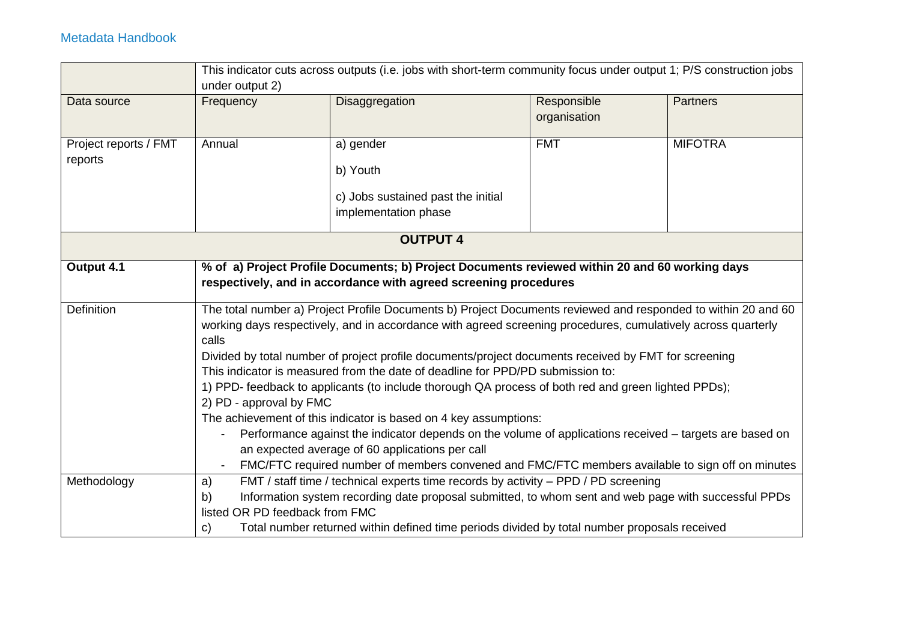| | This indicator cuts across outputs (i.e. jobs with short-term community focus under output 1; P/S construction jobs under output 2) | | | |
|---|---|---|---|---|
| Data source | Frequency | Disaggregation | Responsible organisation | Partners |
| Project reports / FMT reports | Annual | a) gender<br><br>b) Youth<br><br>c) Jobs sustained past the initial implementation phase | FMT | MIFOTRA |
| **OUTPUT 4** | | | | |
| **Output 4.1** | **% of a) Project Profile Documents; b) Project Documents reviewed within 20 and 60 working days respectively, and in accordance with agreed screening procedures** | | | |
| Definition | The total number a) Project Profile Documents b) Project Documents reviewed and responded to within 20 and 60 working days respectively, and in accordance with agreed screening procedures, cumulatively across quarterly calls<br>Divided by total number of project profile documents/project documents received by FMT for screening<br>This indicator is measured from the date of deadline for PPD/PD submission to:<br>1) PPD- feedback to applicants (to include thorough QA process of both red and green lighted PPDs);<br>2) PD - approval by FMC<br>The achievement of this indicator is based on 4 key assumptions:<br>- Performance against the indicator depends on the volume of applications received – targets are based on an expected average of 60 applications per call<br>- FMC/FTC required number of members convened and FMC/FTC members available to sign off on minutes | | | |
| Methodology | a) FMT / staff time / technical experts time records by activity – PPD / PD screening<br>b) Information system recording date proposal submitted, to whom sent and web page with successful PPDs listed OR PD feedback from FMC<br>c) Total number returned within defined time periods divided by total number proposals received | | | |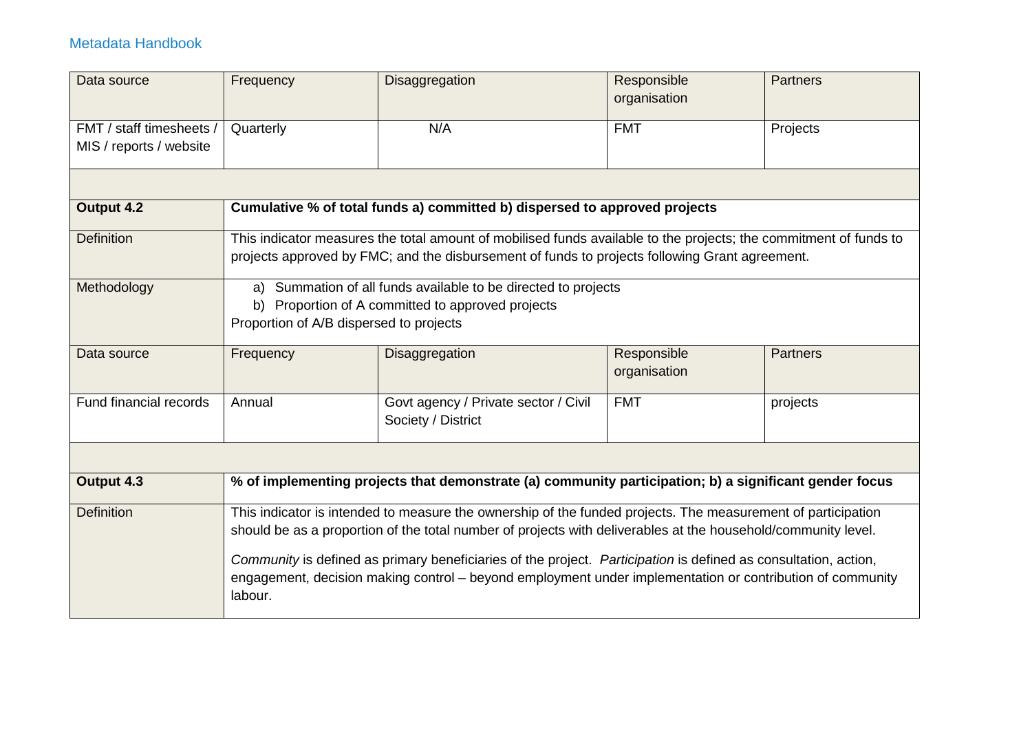| Data source | Frequency | Disaggregation | Responsible organisation | Partners |
|---|---|---|---|---|
| FMT / staff timesheets / MIS / reports / website | Quarterly | N/A | FMT | Projects |
| | | | | |
| **Output 4.2** | **Cumulative % of total funds a) committed b) dispersed to approved projects** | | | |
| Definition | This indicator measures the total amount of mobilised funds available to the projects; the commitment of funds to projects approved by FMC; and the disbursement of funds to projects following Grant agreement. | | | |
| Methodology | a) Summation of all funds available to be directed to projects<br>b) Proportion of A committed to approved projects<br>Proportion of A/B dispersed to projects | | | |
| Data source | Frequency | Disaggregation | Responsible organisation | Partners |
| Fund financial records | Annual | Govt agency / Private sector / Civil Society / District | FMT | projects |
| | | | | |
| **Output 4.3** | **% of implementing projects that demonstrate (a) community participation; b) a significant gender focus** | | | |
| Definition | This indicator is intended to measure the ownership of the funded projects. The measurement of participation should be as a proportion of the total number of projects with deliverables at the household/community level.<br><br>*Community* is defined as primary beneficiaries of the project. *Participation* is defined as consultation, action, engagement, decision making control – beyond employment under implementation or contribution of community labour. | | | |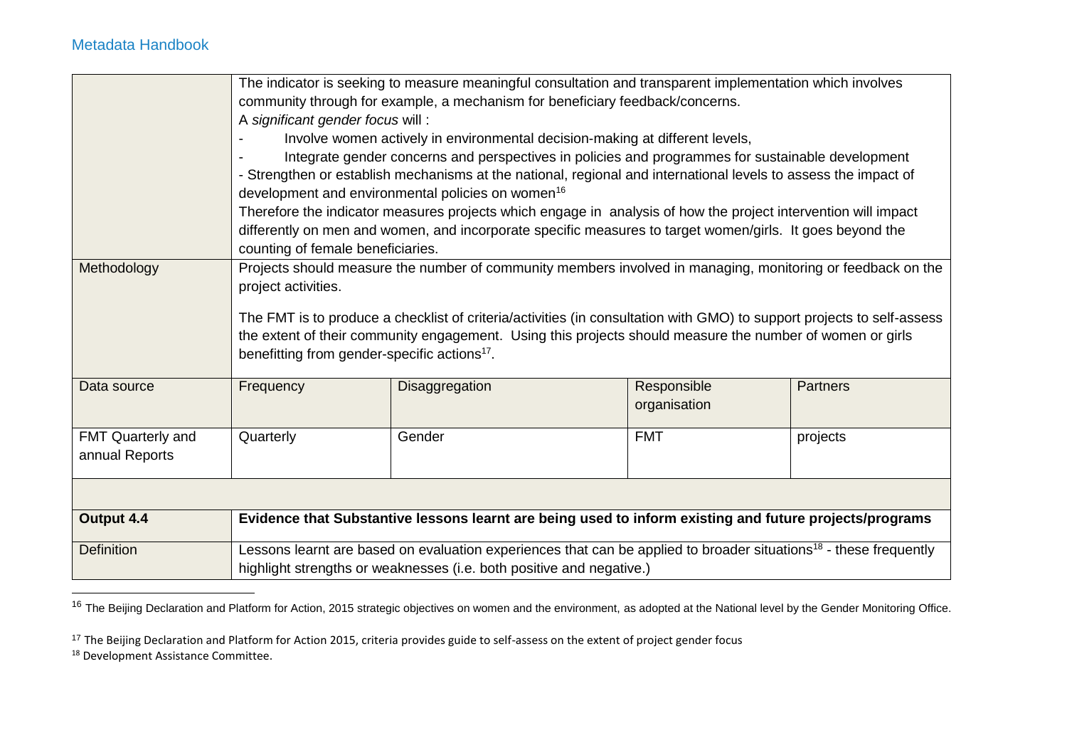| | | | | |
|---|---|---|---|---|
| | The indicator is seeking to measure meaningful consultation and transparent implementation which involves community through for example, a mechanism for beneficiary feedback/concerns.<br>A *significant gender focus* will :<br>- Involve women actively in environmental decision-making at different levels,<br>- Integrate gender concerns and perspectives in policies and programmes for sustainable development<br>- Strengthen or establish mechanisms at the national, regional and international levels to assess the impact of development and environmental policies on women[16]<br>Therefore the indicator measures projects which engage in analysis of how the project intervention will impact differently on men and women, and incorporate specific measures to target women/girls. It goes beyond the counting of female beneficiaries. | | | |
| Methodology | Projects should measure the number of community members involved in managing, monitoring or feedback on the project activities.<br><br>The FMT is to produce a checklist of criteria/activities (in consultation with GMO) to support projects to self-assess the extent of their community engagement. Using this projects should measure the number of women or girls benefitting from gender-specific actions[17]. | | | |
| Data source | Frequency | Disaggregation | Responsible organisation | Partners |
| FMT Quarterly and annual Reports | Quarterly | Gender | FMT | projects |
| | | | | |
| **Output 4.4** | **Evidence that Substantive lessons learnt are being used to inform existing and future projects/programs** | | | |
| Definition | Lessons learnt are based on evaluation experiences that can be applied to broader situations[18] - these frequently highlight strengths or weaknesses (i.e. both positive and negative.) | | | |

[16] The Beijing Declaration and Platform for Action, 2015 strategic objectives on women and the environment, as adopted at the National level by the Gender Monitoring Office.

[17] The Beijing Declaration and Platform for Action 2015, criteria provides guide to self-assess on the extent of project gender focus

[18] Development Assistance Committee.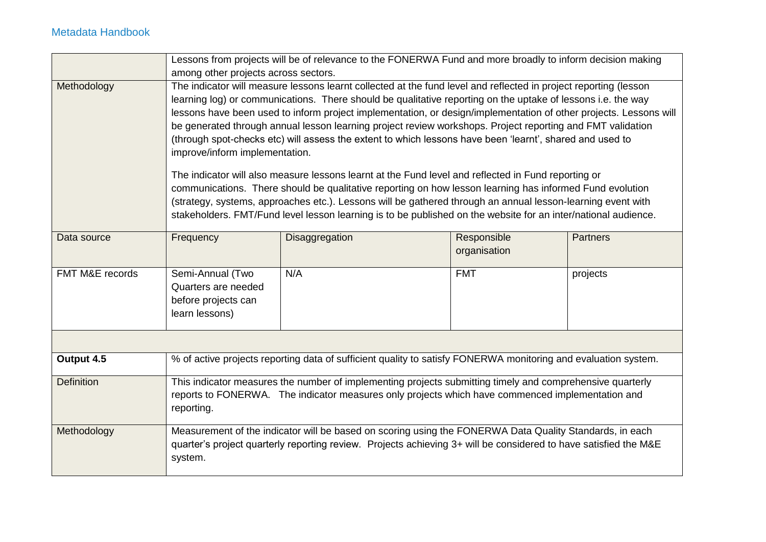| | | | | |
|---|---|---|---|---|
| | Lessons from projects will be of relevance to the FONERWA Fund and more broadly to inform decision making among other projects across sectors. | | | |
| Methodology | The indicator will measure lessons learnt collected at the fund level and reflected in project reporting (lesson learning log) or communications. There should be qualitative reporting on the uptake of lessons i.e. the way lessons have been used to inform project implementation, or design/implementation of other projects. Lessons will be generated through annual lesson learning project review workshops. Project reporting and FMT validation (through spot-checks etc) will assess the extent to which lessons have been 'learnt', shared and used to improve/inform implementation.<br><br>The indicator will also measure lessons learnt at the Fund level and reflected in Fund reporting or communications. There should be qualitative reporting on how lesson learning has informed Fund evolution (strategy, systems, approaches etc.). Lessons will be gathered through an annual lesson-learning event with stakeholders. FMT/Fund level lesson learning is to be published on the website for an inter/national audience. | | | |
| Data source | Frequency | Disaggregation | Responsible organisation | Partners |
| FMT M&E records | Semi-Annual (Two Quarters are needed before projects can learn lessons) | N/A | FMT | projects |
| | | | | |
| **Output 4.5** | % of active projects reporting data of sufficient quality to satisfy FONERWA monitoring and evaluation system. | | | |
| Definition | This indicator measures the number of implementing projects submitting timely and comprehensive quarterly reports to FONERWA. The indicator measures only projects which have commenced implementation and reporting. | | | |
| Methodology | Measurement of the indicator will be based on scoring using the FONERWA Data Quality Standards, in each quarter's project quarterly reporting review. Projects achieving 3+ will be considered to have satisfied the M&E system. | | | |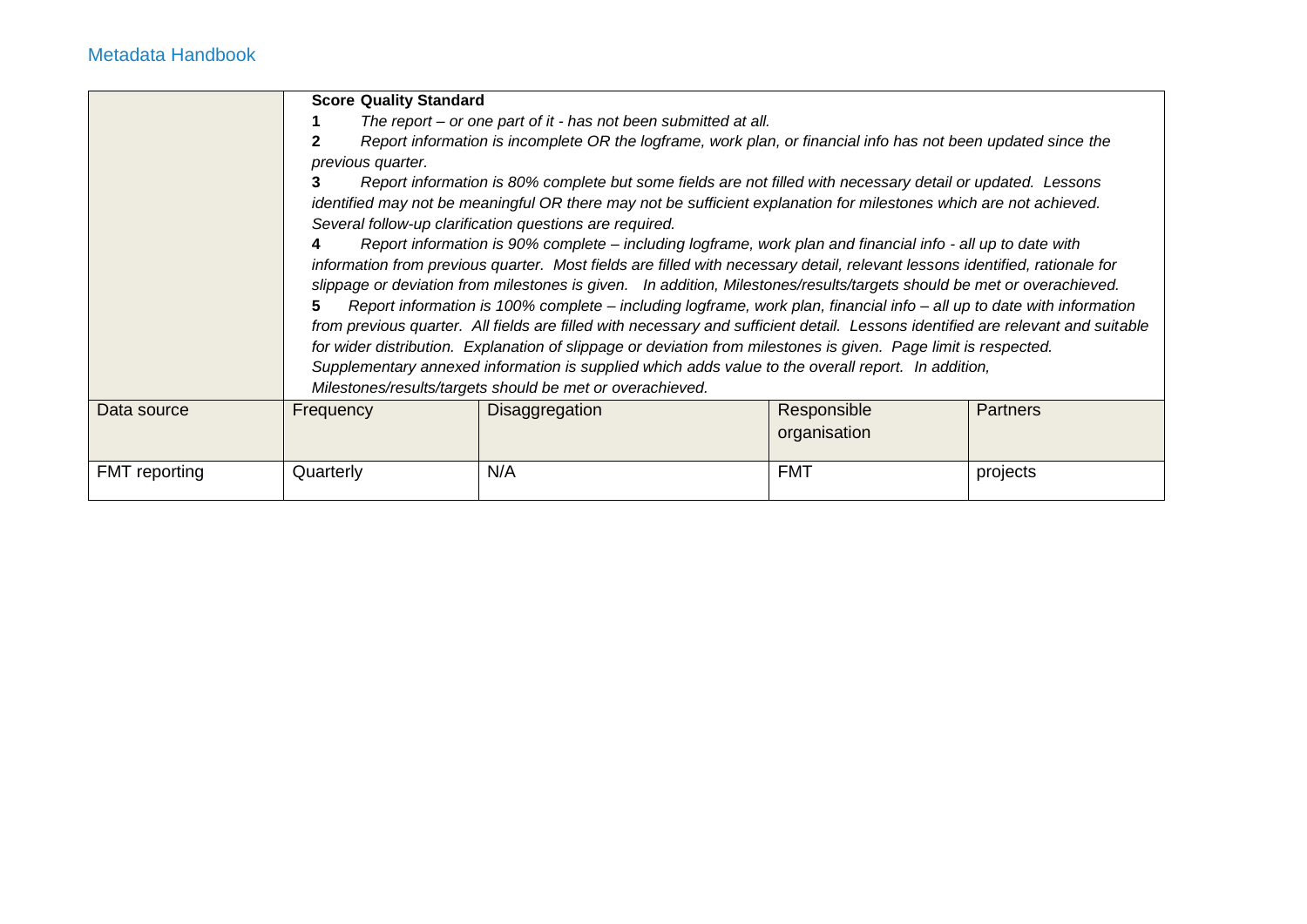| | **Score Quality Standard**<br>**1** *The report – or one part of it - has not been submitted at all.*<br>**2** *Report information is incomplete OR the logframe, work plan, or financial info has not been updated since the previous quarter.*<br>**3** *Report information is 80% complete but some fields are not filled with necessary detail or updated. Lessons identified may not be meaningful OR there may not be sufficient explanation for milestones which are not achieved. Several follow-up clarification questions are required.*<br>**4** *Report information is 90% complete – including logframe, work plan and financial info - all up to date with information from previous quarter. Most fields are filled with necessary detail, relevant lessons identified, rationale for slippage or deviation from milestones is given. In addition, Milestones/results/targets should be met or overachieved.*<br>**5** *Report information is 100% complete – including logframe, work plan, financial info – all up to date with information from previous quarter. All fields are filled with necessary and sufficient detail. Lessons identified are relevant and suitable for wider distribution. Explanation of slippage or deviation from milestones is given. Page limit is respected. Supplementary annexed information is supplied which adds value to the overall report. In addition, Milestones/results/targets should be met or overachieved.* | | | |
|---|---|---|---|---|
| Data source | Frequency | Disaggregation | Responsible organisation | Partners |
| FMT reporting | Quarterly | N/A | FMT | projects |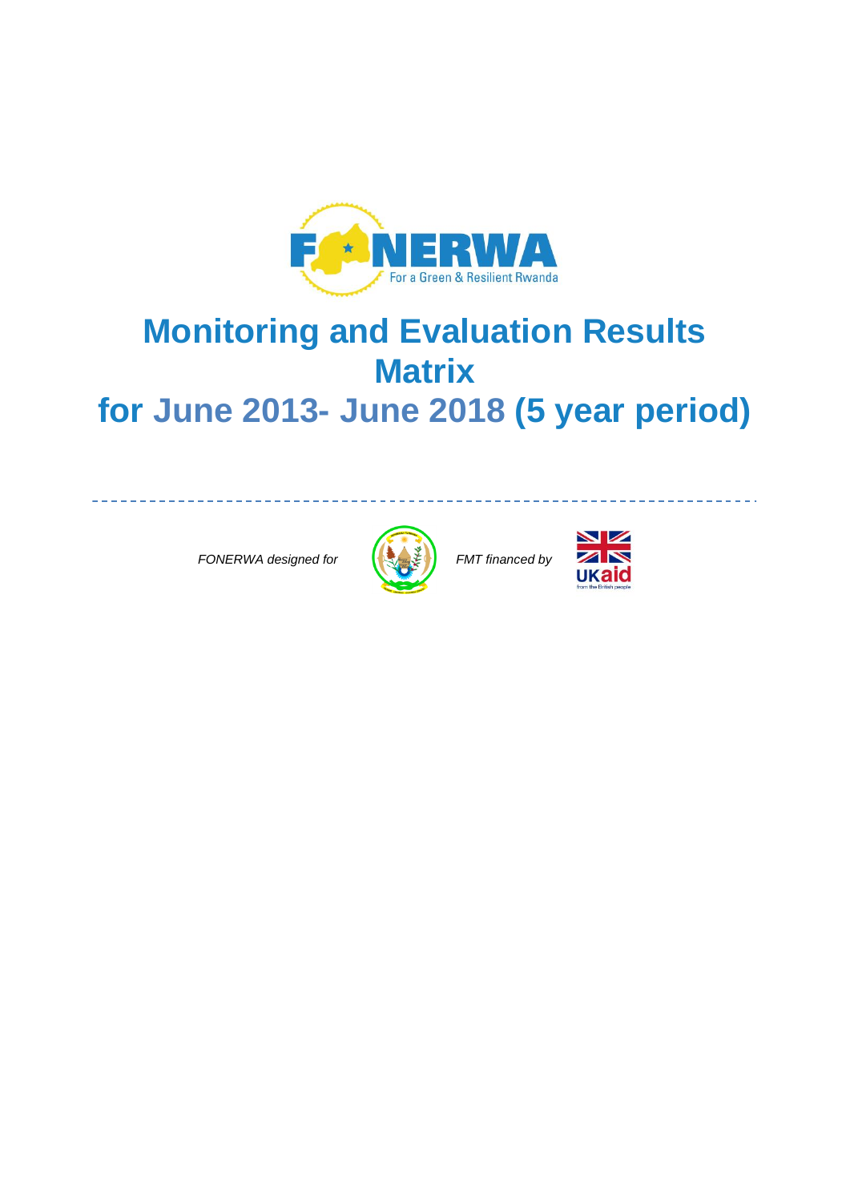# Monitoring and Evaluation Results Matrix

# for June 2013- June 2018 (5 year period)

*FONERWA designed for* *FMT financed by*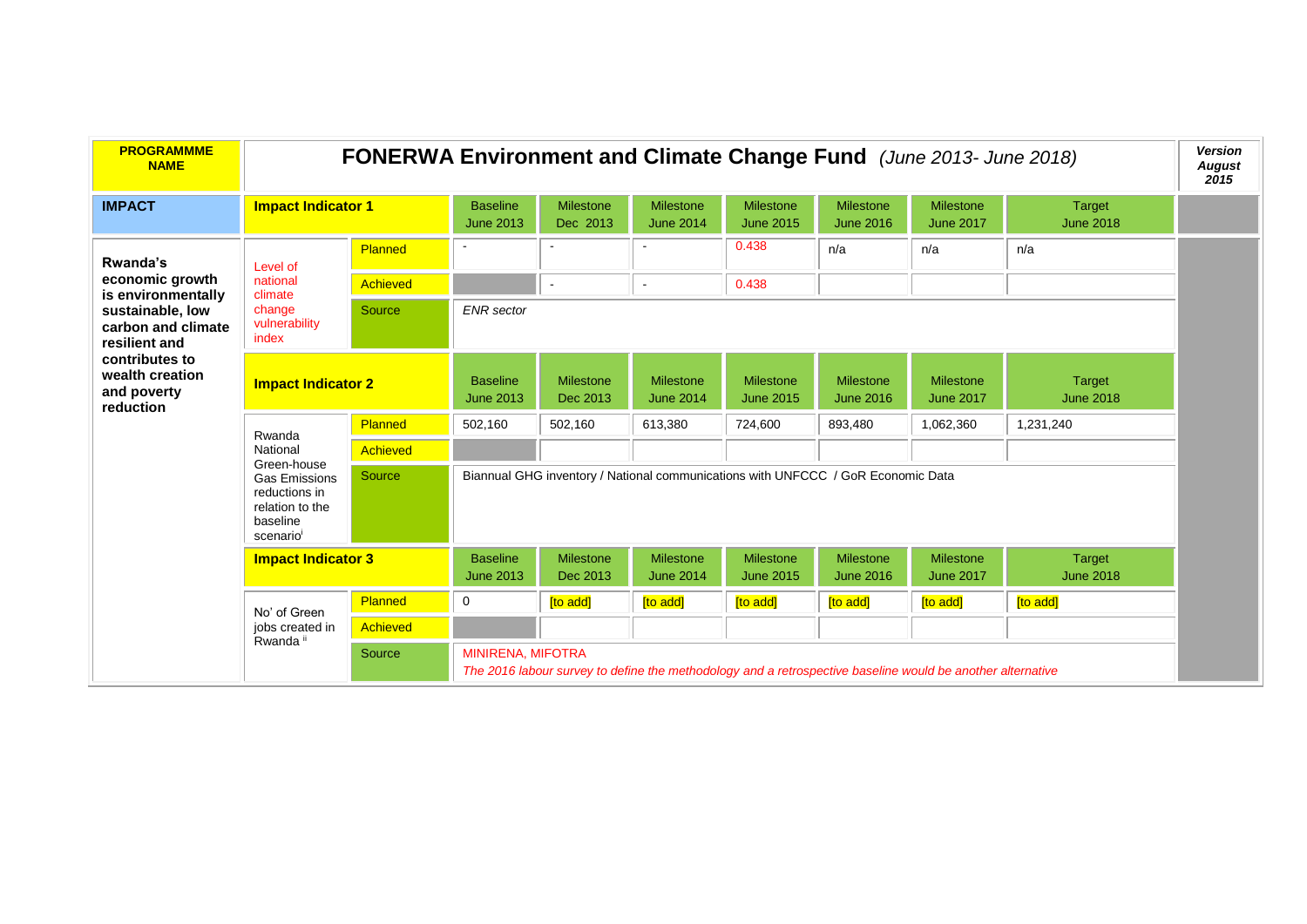| PROGRAMMME NAME | FONERWA Environment and Climate Change Fund *(June 2013- June 2018)* | | | | | | | | | *Version August 2015* |
|---|---|---|---|---|---|---|---|---|---|---|
| **IMPACT** | **Impact Indicator 1** | | Baseline June 2013 | Milestone Dec 2013 | Milestone June 2014 | Milestone June 2015 | Milestone June 2016 | Milestone June 2017 | Target June 2018 | |
| **Rwanda's economic growth is environmentally sustainable, low carbon and climate resilient and contributes to wealth creation and poverty reduction** | Level of national climate change vulnerability index | Planned | - | - | - | 0.438 | n/a | n/a | n/a | |
| | | Achieved | | - | - | 0.438 | | | | |
| | | Source | *ENR sector* | | | | | | | |
| | **Impact Indicator 2** | | Baseline June 2013 | Milestone Dec 2013 | Milestone June 2014 | Milestone June 2015 | Milestone June 2016 | Milestone June 2017 | Target June 2018 | |
| | Rwanda National Green-house Gas Emissions reductions in relation to the baseline scenario[i] | Planned | 502,160 | 502,160 | 613,380 | 724,600 | 893,480 | 1,062,360 | 1,231,240 | |
| | | Achieved | | | | | | | | |
| | | Source | Biannual GHG inventory / National communications with UNFCCC / GoR Economic Data | | | | | | | |
| | **Impact Indicator 3** | | Baseline June 2013 | Milestone Dec 2013 | Milestone June 2014 | Milestone June 2015 | Milestone June 2016 | Milestone June 2017 | Target June 2018 | |
| | No' of Green jobs created in Rwanda [ii] | Planned | 0 | [to add] | [to add] | [to add] | [to add] | [to add] | [to add] | |
| | | Achieved | | | | | | | | |
| | | Source | MINIRENA, MIFOTRA *The 2016 labour survey to define the methodology and a retrospective baseline would be another alternative* | | | | | | | |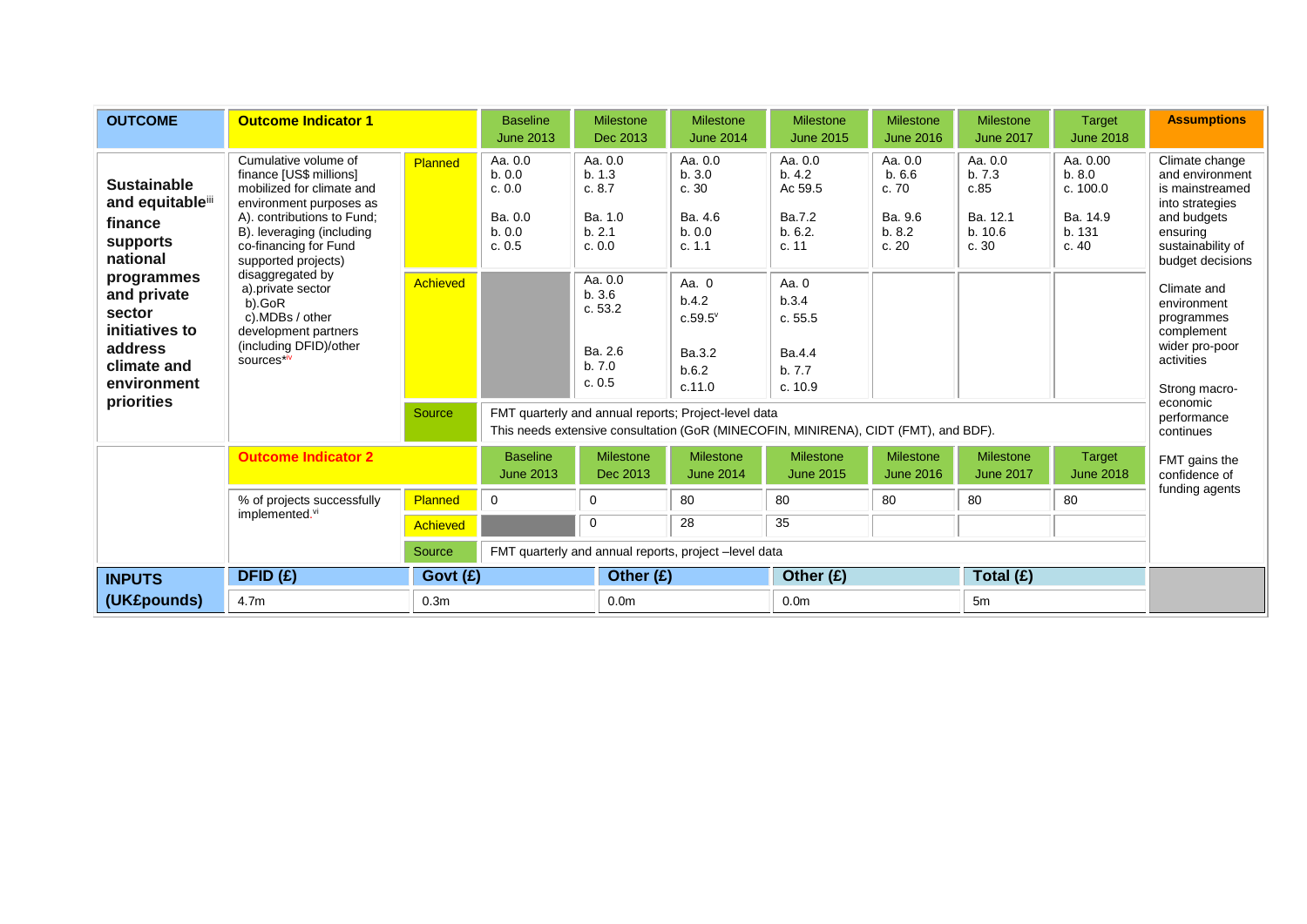| OUTCOME | Outcome Indicator 1 | | Baseline June 2013 | Milestone Dec 2013 | Milestone June 2014 | Milestone June 2015 | Milestone June 2016 | Milestone June 2017 | Target June 2018 | Assumptions |
|---|---|---|---|---|---|---|---|---|---|---|
| **Sustainable and equitable[iii] finance supports national programmes and private sector initiatives to address climate and environment priorities** | Cumulative volume of finance [US$ millions] mobilized for climate and environment purposes as A). contributions to Fund; B). leveraging (including co-financing for Fund supported projects) disaggregated by a).private sector b).GoR c).MDBs / other development partners (including DFID)/other sources*[iv] | Planned | Aa. 0.0<br>b. 0.0<br>c. 0.0<br><br>Ba. 0.0<br>b. 0.0<br>c. 0.5 | Aa. 0.0<br>b. 1.3<br>c. 8.7<br><br>Ba. 1.0<br>b. 2.1<br>c. 0.0 | Aa. 0.0<br>b. 3.0<br>c. 30<br><br>Ba. 4.6<br>b. 0.0<br>c. 1.1 | Aa. 0.0<br>b. 4.2<br>Ac 59.5<br><br>Ba.7.2<br>b. 6.2.<br>c. 11 | Aa. 0.0<br>b. 6.6<br>c. 70<br><br>Ba. 9.6<br>b. 8.2<br>c. 20 | Aa. 0.0<br>b. 7.3<br>c.85<br><br>Ba. 12.1<br>b. 10.6<br>c. 30 | Aa. 0.00<br>b. 8.0<br>c. 100.0<br><br>Ba. 14.9<br>b. 131<br>c. 40 | Climate change and environment is mainstreamed into strategies and budgets ensuring sustainability of budget decisions |
| | | Achieved | | Aa. 0.0<br>b. 3.6<br>c. 53.2<br><br>Ba. 2.6<br>b. 7.0<br>c. 0.5 | Aa. 0<br>b.4.2<br>c.59.5[v]<br><br>Ba.3.2<br>b.6.2<br>c.11.0 | Aa. 0<br>b.3.4<br>c. 55.5<br><br>Ba.4.4<br>b. 7.7<br>c. 10.9 | | | | Climate and environment programmes complement wider pro-poor activities |
| | | Source | FMT quarterly and annual reports; Project-level data<br>This needs extensive consultation (GoR (MINECOFIN, MINIRENA), CIDT (FMT), and BDF). | | | | | | | Strong macro-economic performance continues |
| | **Outcome Indicator 2** | | Baseline June 2013 | Milestone Dec 2013 | Milestone June 2014 | Milestone June 2015 | Milestone June 2016 | Milestone June 2017 | Target June 2018 | FMT gains the confidence of funding agents |
| | % of projects successfully implemented.[vi] | Planned | 0 | 0 | 80 | 80 | 80 | 80 | 80 | |
| | | Achieved | | 0 | 28 | 35 | | | | |
| | | Source | FMT quarterly and annual reports, project –level data | | | | | | | |
| **INPUTS (UK£pounds)** | **DFID (£)** | **Govt (£)** | | **Other (£)** | | **Other (£)** | | **Total (£)** | | |
| | 4.7m | 0.3m | | 0.0m | | 0.0m | | 5m | | |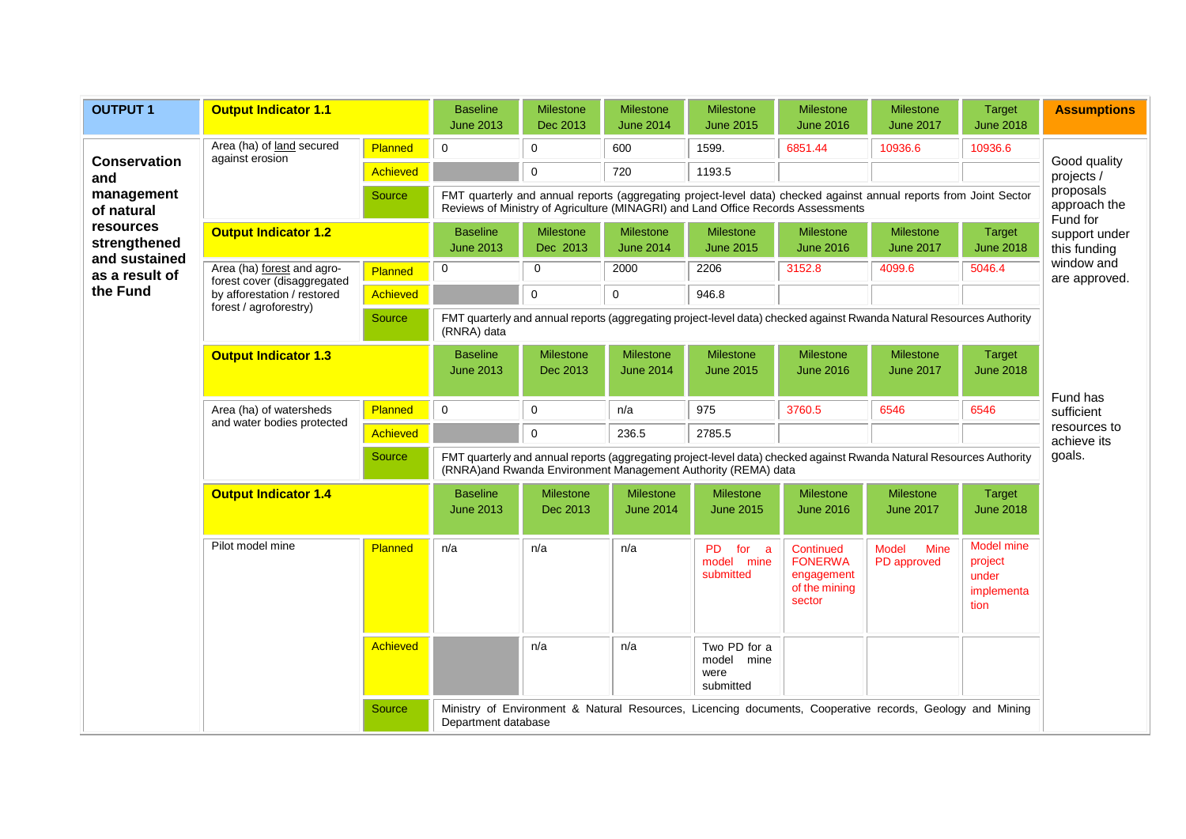| OUTPUT 1 | Output Indicator 1.1 | | Baseline June 2013 | Milestone Dec 2013 | Milestone June 2014 | Milestone June 2015 | Milestone June 2016 | Milestone June 2017 | Target June 2018 | Assumptions |
|---|---|---|---|---|---|---|---|---|---|---|
| **Conservation and management of natural resources strengthened and sustained as a result of the Fund** | Area (ha) of land secured against erosion | Planned | 0 | 0 | 600 | 1599. | 6851.44 | 10936.6 | 10936.6 | Good quality projects / proposals approach the Fund for support under this funding window and are approved. |
| | | Achieved | | 0 | 720 | 1193.5 | | | | |
| | | Source | FMT quarterly and annual reports (aggregating project-level data) checked against annual reports from Joint Sector Reviews of Ministry of Agriculture (MINAGRI) and Land Office Records Assessments | | | | | | | |
| | **Output Indicator 1.2** | | Baseline June 2013 | Milestone Dec 2013 | Milestone June 2014 | Milestone June 2015 | Milestone June 2016 | Milestone June 2017 | Target June 2018 | |
| | Area (ha) forest and agro-forest cover (disaggregated by afforestation / restored forest / agroforestry) | Planned | 0 | 0 | 2000 | 2206 | 3152.8 | 4099.6 | 5046.4 | |
| | | Achieved | | 0 | 0 | 946.8 | | | | |
| | | Source | FMT quarterly and annual reports (aggregating project-level data) checked against Rwanda Natural Resources Authority (RNRA) data | | | | | | | |
| | **Output Indicator 1.3** | | Baseline June 2013 | Milestone Dec 2013 | Milestone June 2014 | Milestone June 2015 | Milestone June 2016 | Milestone June 2017 | Target June 2018 | Fund has sufficient resources to achieve its goals. |
| | Area (ha) of watersheds and water bodies protected | Planned | 0 | 0 | n/a | 975 | 3760.5 | 6546 | 6546 | |
| | | Achieved | | 0 | 236.5 | 2785.5 | | | | |
| | | Source | FMT quarterly and annual reports (aggregating project-level data) checked against Rwanda Natural Resources Authority (RNRA)and Rwanda Environment Management Authority (REMA) data | | | | | | | |
| | **Output Indicator 1.4** | | Baseline June 2013 | Milestone Dec 2013 | Milestone June 2014 | Milestone June 2015 | Milestone June 2016 | Milestone June 2017 | Target June 2018 | |
| | Pilot model mine | Planned | n/a | n/a | n/a | PD for a model mine submitted | Continued FONERWA engagement of the mining sector | Model Mine PD approved | Model mine project under implementation | |
| | | Achieved | | n/a | n/a | Two PD for a model mine were submitted | | | | |
| | | Source | Ministry of Environment & Natural Resources, Licencing documents, Cooperative records, Geology and Mining Department database | | | | | | | |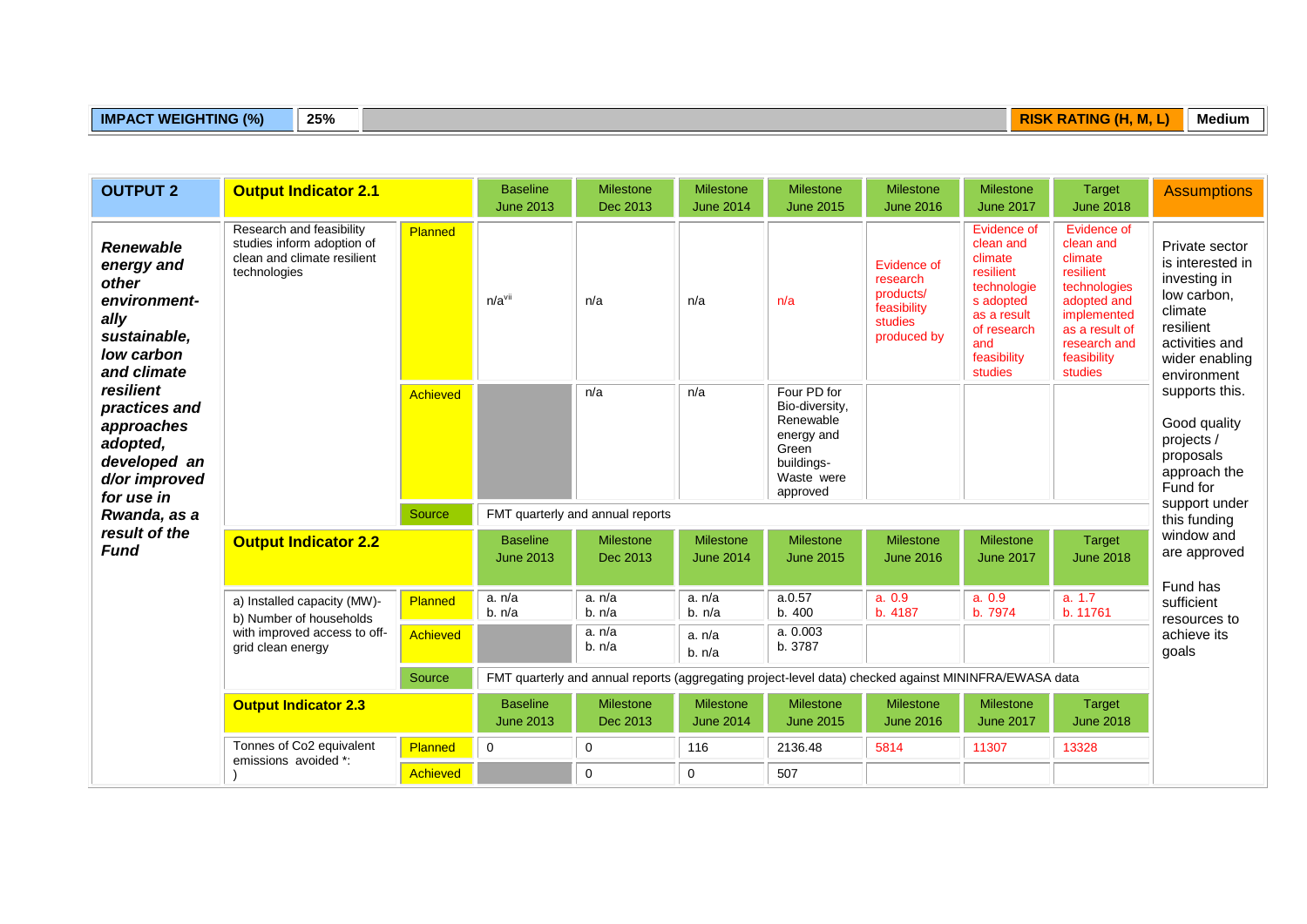| IMPACT WEIGHTING (%) | 25% | | RISK RATING (H, M, L) | Medium |
|---|---|---|---|---|

| OUTPUT 2 | Output Indicator 2.1 | | Baseline June 2013 | Milestone Dec 2013 | Milestone June 2014 | Milestone June 2015 | Milestone June 2016 | Milestone June 2017 | Target June 2018 | Assumptions |
|---|---|---|---|---|---|---|---|---|---|---|
| ***Renewable energy and other environment-ally sustainable, low carbon and climate resilient practices and approaches adopted, developed an d/or improved for use in Rwanda, as a result of the Fund*** | Research and feasibility studies inform adoption of clean and climate resilient technologies | Planned | n/a[vii] | n/a | n/a | n/a | Evidence of research products/ feasibility studies produced by | Evidence of clean and climate resilient technologies adopted as a result of research and feasibility studies | Evidence of clean and climate resilient technologies adopted and implemented as a result of research and feasibility studies | Private sector is interested in investing in low carbon, climate resilient activities and wider enabling environment supports this. Good quality projects / proposals approach the Fund for support under this funding window and are approved. Fund has sufficient resources to achieve its goals |
| | | Achieved | | n/a | n/a | Four PD for Bio-diversity, Renewable energy and Green buildings- Waste were approved | | | | |
| | | Source | FMT quarterly and annual reports | | | | | | | |
| | **Output Indicator 2.2** | | Baseline June 2013 | Milestone Dec 2013 | Milestone June 2014 | Milestone June 2015 | Milestone June 2016 | Milestone June 2017 | Target June 2018 | |
| | a) Installed capacity (MW)- b) Number of households with improved access to off-grid clean energy | Planned | a. n/a b. n/a | a. n/a b. n/a | a. n/a b. n/a | a.0.57 b. 400 | a. 0.9 b. 4187 | a. 0.9 b. 7974 | a. 1.7 b. 11761 | |
| | | Achieved | | a. n/a b. n/a | a. n/a b. n/a | a. 0.003 b. 3787 | | | | |
| | | Source | FMT quarterly and annual reports (aggregating project-level data) checked against MININFRA/EWASA data | | | | | | | |
| | **Output Indicator 2.3** | | Baseline June 2013 | Milestone Dec 2013 | Milestone June 2014 | Milestone June 2015 | Milestone June 2016 | Milestone June 2017 | Target June 2018 | |
| | Tonnes of Co2 equivalent emissions avoided *: ) | Planned | 0 | 0 | 116 | 2136.48 | 5814 | 11307 | 13328 | |
| | | Achieved | | 0 | 0 | 507 | | | | |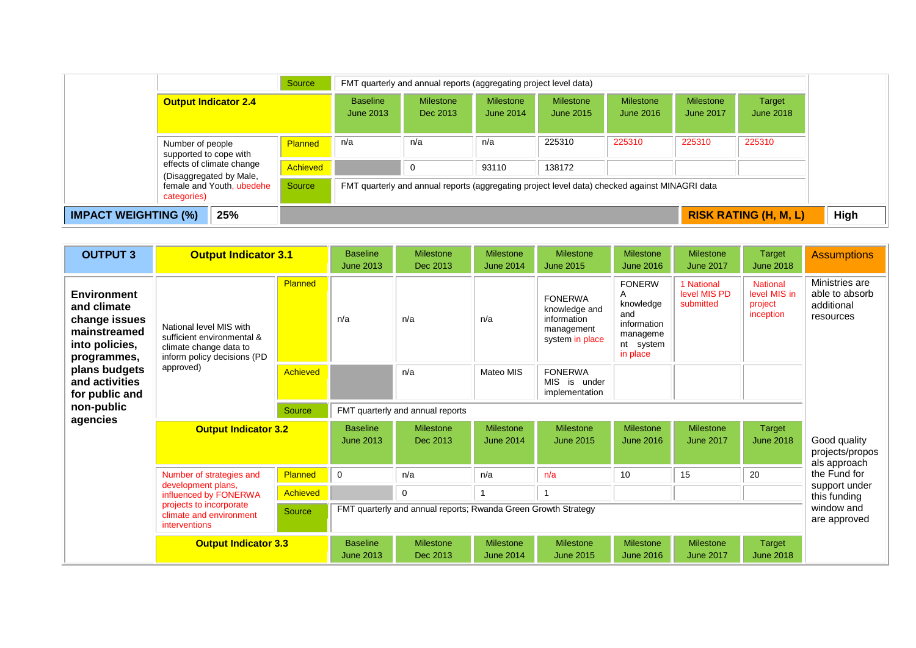| | | Source | FMT quarterly and annual reports (aggregating project level data) | | | | | | |
|---|---|---|---|---|---|---|---|---|---|
| | **Output Indicator 2.4** | | Baseline June 2013 | Milestone Dec 2013 | Milestone June 2014 | Milestone June 2015 | Milestone June 2016 | Milestone June 2017 | Target June 2018 |
| | Number of people supported to cope with effects of climate change (Disaggregated by Male, female and Youth, ubedehe categories) | Planned | n/a | n/a | n/a | 225310 | 225310 | 225310 | 225310 |
| | | Achieved | | 0 | 93110 | 138172 | | | |
| | | Source | FMT quarterly and annual reports (aggregating project level data) checked against MINAGRI data | | | | | | |
| **IMPACT WEIGHTING (%)** | **25%** | | | | | | | **RISK RATING (H, M, L)** | **High** |

| **OUTPUT 3** | **Output Indicator 3.1** | | Baseline June 2013 | Milestone Dec 2013 | Milestone June 2014 | Milestone June 2015 | Milestone June 2016 | Milestone June 2017 | Target June 2018 | **Assumptions** |
|---|---|---|---|---|---|---|---|---|---|---|
| **Environment and climate change issues mainstreamed into policies, programmes, plans budgets and activities for public and non-public agencies** | National level MIS with sufficient environmental & climate change data to inform policy decisions (PD approved) | Planned | n/a | n/a | n/a | FONERWA knowledge and information management system in place | FONERWA knowledge and information management system in place | 1 National level MIS PD submitted | National level MIS in project inception | Ministries are able to absorb additional resources |
| | | Achieved | | n/a | Mateo MIS | FONERWA MIS is under implementation | | | | |
| | | Source | FMT quarterly and annual reports | | | | | | | |
| | **Output Indicator 3.2** | | Baseline June 2013 | Milestone Dec 2013 | Milestone June 2014 | Milestone June 2015 | Milestone June 2016 | Milestone June 2017 | Target June 2018 | Good quality projects/proposals the Fund for support under this funding window and are approved |
| | Number of strategies and development plans, influenced by FONERWA projects to incorporate climate and environment interventions | Planned | 0 | n/a | n/a | n/a | 10 | 15 | 20 | |
| | | Achieved | | 0 | 1 | 1 | | | | |
| | | Source | FMT quarterly and annual reports; Rwanda Green Growth Strategy | | | | | | | |
| | **Output Indicator 3.3** | | Baseline June 2013 | Milestone Dec 2013 | Milestone June 2014 | Milestone June 2015 | Milestone June 2016 | Milestone June 2017 | Target June 2018 | |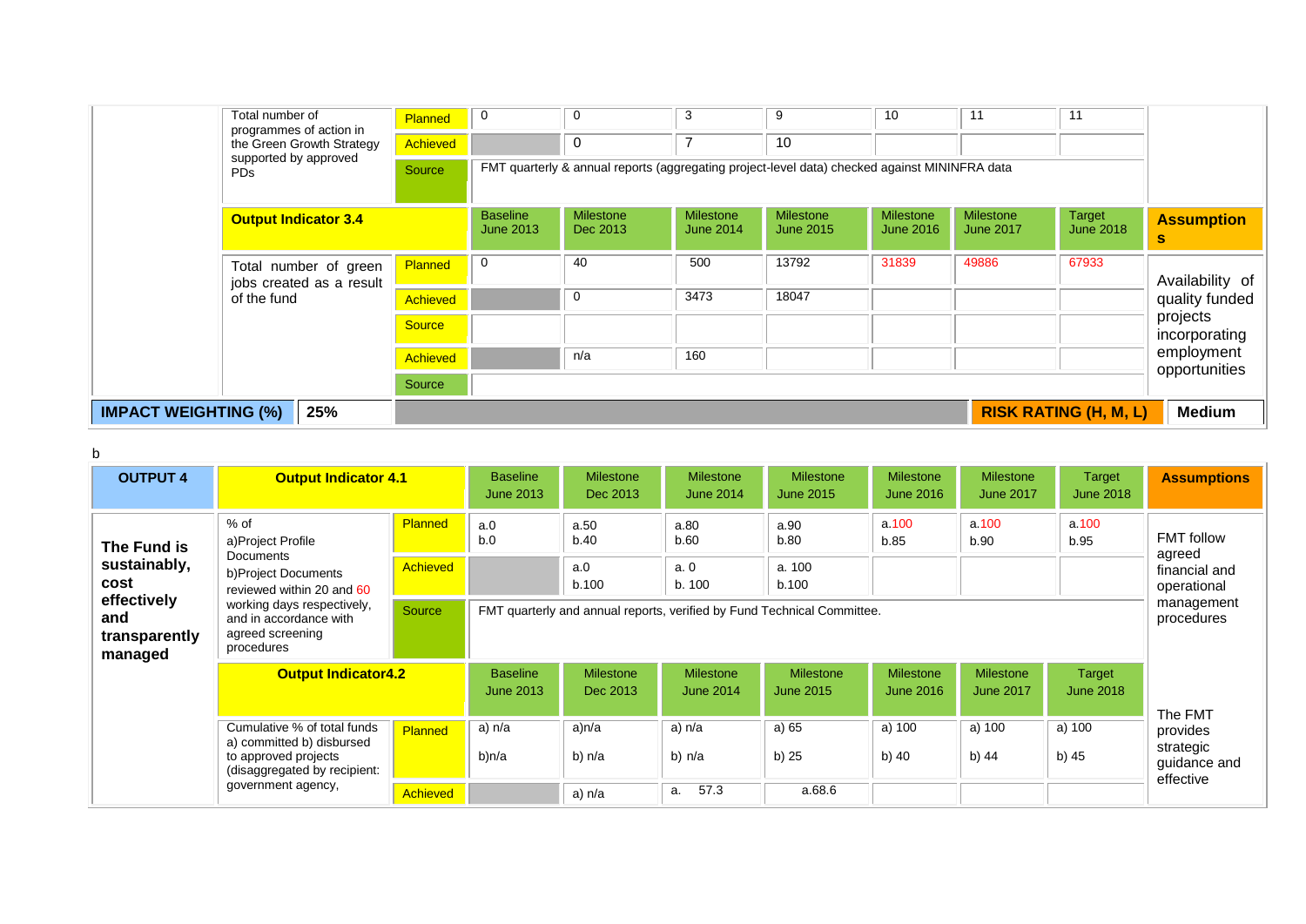| | | | | | | | | | | |
|---|---|---|---|---|---|---|---|---|---|---|
| | Total number of programmes of action in the Green Growth Strategy supported by approved PDs | Planned | 0 | 0 | 3 | 9 | 10 | 11 | 11 | |
| | | Achieved | | 0 | 7 | 10 | | | | |
| | | Source | FMT quarterly & annual reports (aggregating project-level data) checked against MININFRA data | | | | | | | |
| | **Output Indicator 3.4** | | Baseline June 2013 | Milestone Dec 2013 | Milestone June 2014 | Milestone June 2015 | Milestone June 2016 | Milestone June 2017 | Target June 2018 | **Assumptions** |
| | Total number of green jobs created as a result of the fund | Planned | 0 | 40 | 500 | 13792 | 31839 | 49886 | 67933 | Availability of quality funded projects incorporating employment opportunities |
| | | Achieved | | 0 | 3473 | 18047 | | | | |
| | | Source | | | | | | | | |
| | | Achieved | | n/a | 160 | | | | | |
| | | Source | | | | | | | | |
| **IMPACT WEIGHTING (%)** | **25%** | | | | | | | **RISK RATING (H, M, L)** | | **Medium** |

b

| **OUTPUT 4** | **Output Indicator 4.1** | | Baseline June 2013 | Milestone Dec 2013 | Milestone June 2014 | Milestone June 2015 | Milestone June 2016 | Milestone June 2017 | Target June 2018 | **Assumptions** |
|---|---|---|---|---|---|---|---|---|---|---|
| **The Fund is sustainably, cost effectively and transparently managed** | % of a)Project Profile Documents b)Project Documents reviewed within 20 and 60 working days respectively, and in accordance with agreed screening procedures | Planned | a.0<br>b.0 | a.50<br>b.40 | a.80<br>b.60 | a.90<br>b.80 | a.100<br>b.85 | a.100<br>b.90 | a.100<br>b.95 | FMT follow agreed financial and operational management procedures |
| | | Achieved | | a.0<br>b.100 | a. 0<br>b. 100 | a. 100<br>b.100 | | | | |
| | | Source | FMT quarterly and annual reports, verified by Fund Technical Committee. | | | | | | | |
| | **Output Indicator4.2** | | Baseline June 2013 | Milestone Dec 2013 | Milestone June 2014 | Milestone June 2015 | Milestone June 2016 | Milestone June 2017 | Target June 2018 | The FMT provides strategic guidance and effective |
| | Cumulative % of total funds a) committed b) disbursed to approved projects (disaggregated by recipient: government agency, | Planned | a) n/a<br>b)n/a | a)n/a<br>b) n/a | a) n/a<br>b) n/a | a) 65<br>b) 25 | a) 100<br>b) 40 | a) 100<br>b) 44 | a) 100<br>b) 45 | |
| | | Achieved | | a) n/a | a. 57.3 | a.68.6 | | | | |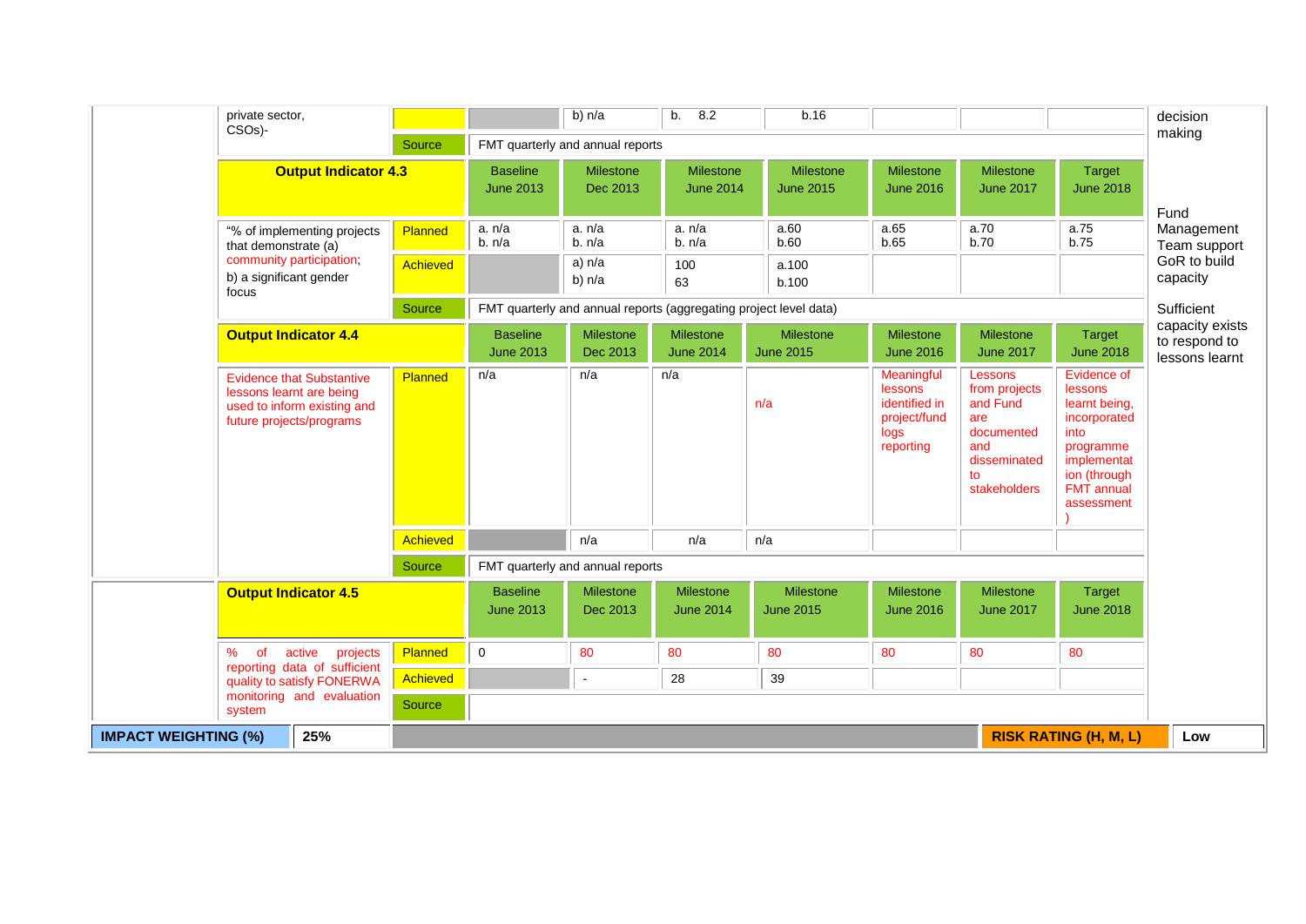| | | | | | | | | | | |
|---|---|---|---|---|---|---|---|---|---|---|
| private sector, CSOs)- | | | b) n/a | b. 8.2 | b.16 | | | | decision making |
| | Source | FMT quarterly and annual reports | | | | | | | |
| **Output Indicator 4.3** | | Baseline June 2013 | Milestone Dec 2013 | Milestone June 2014 | Milestone June 2015 | Milestone June 2016 | Milestone June 2017 | Target June 2018 | Fund Management Team support GoR to build capacity |
| "% of implementing projects that demonstrate (a) community participation; b) a significant gender focus | Planned | a. n/a b. n/a | a. n/a b. n/a | a. n/a b. n/a | a.60 b.60 | a.65 b.65 | a.70 b.70 | a.75 b.75 | |
| | Achieved | | a) n/a b) n/a | 100 63 | a.100 b.100 | | | | |
| | Source | FMT quarterly and annual reports (aggregating project level data) | | | | | | | Sufficient capacity exists to respond to lessons learnt |
| **Output Indicator 4.4** | | Baseline June 2013 | Milestone Dec 2013 | Milestone June 2014 | Milestone June 2015 | Milestone June 2016 | Milestone June 2017 | Target June 2018 | |
| Evidence that Substantive lessons learnt are being used to inform existing and future projects/programs | Planned | n/a | n/a | n/a | n/a | Meaningful lessons identified in project/fund logs reporting | Lessons from projects and Fund are documented and disseminated to stakeholders | Evidence of lessons learnt being, incorporated into programme implementation (through FMT annual assessment ) | |
| | Achieved | | n/a | n/a | n/a | | | | |
| | Source | FMT quarterly and annual reports | | | | | | | |
| **Output Indicator 4.5** | | Baseline June 2013 | Milestone Dec 2013 | Milestone June 2014 | Milestone June 2015 | Milestone June 2016 | Milestone June 2017 | Target June 2018 | |
| % of active projects reporting data of sufficient quality to satisfy FONERWA monitoring and evaluation system | Planned | 0 | 80 | 80 | 80 | 80 | 80 | 80 | |
| | Achieved | | - | 28 | 39 | | | | |
| | Source | | | | | | | | |
| **IMPACT WEIGHTING (%)** | **25%** | | | | | | **RISK RATING (H, M, L)** | | **Low** |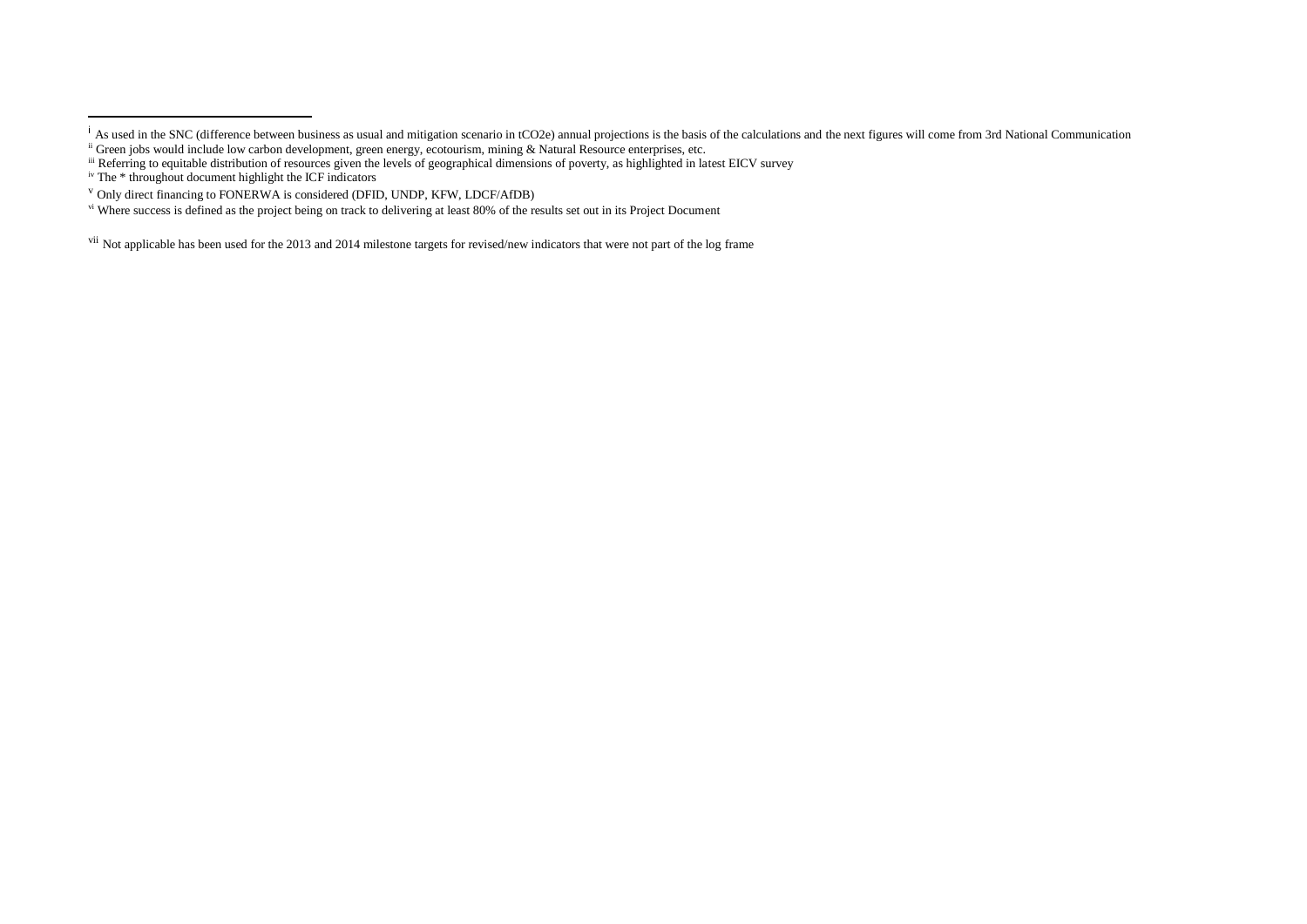[i] As used in the SNC (difference between business as usual and mitigation scenario in tCO2e) annual projections is the basis of the calculations and the next figures will come from 3rd National Communication

[ii] Green jobs would include low carbon development, green energy, ecotourism, mining & Natural Resource enterprises, etc.

[iii] Referring to equitable distribution of resources given the levels of geographical dimensions of poverty, as highlighted in latest EICV survey

[iv] The * throughout document highlight the ICF indicators

[v] Only direct financing to FONERWA is considered (DFID, UNDP, KFW, LDCF/AfDB)

[vi] Where success is defined as the project being on track to delivering at least 80% of the results set out in its Project Document

[vii] Not applicable has been used for the 2013 and 2014 milestone targets for revised/new indicators that were not part of the log frame